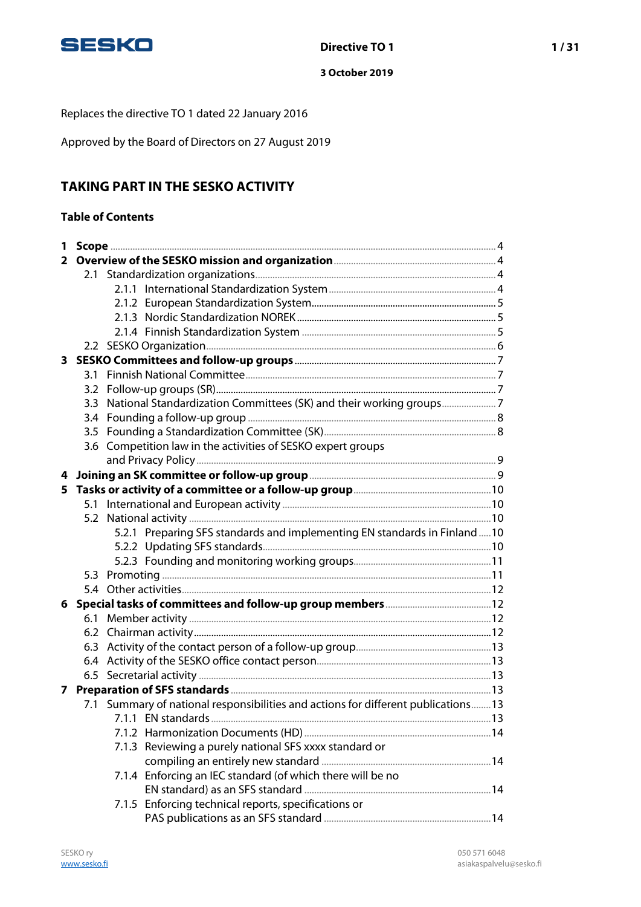**Directive TO 1**

**3 October 2019**

Replaces the directive TO 1 dated 22 January 2016

Approved by the Board of Directors on 27 August 2019

# TAKING PART IN THE SESKO ACTIVITY

## Table of Contents

- **1 Scope** ... 4
- **2 Overview of the SESKO mission and organization** ... 4
  - 2.1 Standardization organizations ... 4
    - 2.1.1 International Standardization System ... 4
    - 2.1.2 European Standardization System ... 5
    - 2.1.3 Nordic Standardization NOREK ... 5
    - 2.1.4 Finnish Standardization System ... 5
  - 2.2 SESKO Organization ... 6
- **3 SESKO Committees and follow-up groups** ... 7
  - 3.1 Finnish National Committee ... 7
  - 3.2 Follow-up groups (SR) ... 7
  - 3.3 National Standardization Committees (SK) and their working groups ... 7
  - 3.4 Founding a follow-up group ... 8
  - 3.5 Founding a Standardization Committee (SK) ... 8
  - 3.6 Competition law in the activities of SESKO expert groups and Privacy Policy ... 9
- **4 Joining an SK committee or follow-up group** ... 9
- **5 Tasks or activity of a committee or a follow-up group** ... 10
  - 5.1 International and European activity ... 10
  - 5.2 National activity ... 10
    - 5.2.1 Preparing SFS standards and implementing EN standards in Finland ... 10
    - 5.2.2 Updating SFS standards ... 10
    - 5.2.3 Founding and monitoring working groups ... 11
  - 5.3 Promoting ... 11
  - 5.4 Other activities ... 12
- **6 Special tasks of committees and follow-up group members** ... 12
  - 6.1 Member activity ... 12
  - 6.2 Chairman activity ... 12
  - 6.3 Activity of the contact person of a follow-up group ... 13
  - 6.4 Activity of the SESKO office contact person ... 13
  - 6.5 Secretarial activity ... 13
- **7 Preparation of SFS standards** ... 13
  - 7.1 Summary of national responsibilities and actions for different publications ... 13
    - 7.1.1 EN standards ... 13
    - 7.1.2 Harmonization Documents (HD) ... 14
    - 7.1.3 Reviewing a purely national SFS xxxx standard or compiling an entirely new standard ... 14
    - 7.1.4 Enforcing an IEC standard (of which there will be no EN standard) as an SFS standard ... 14
    - 7.1.5 Enforcing technical reports, specifications or PAS publications as an SFS standard ... 14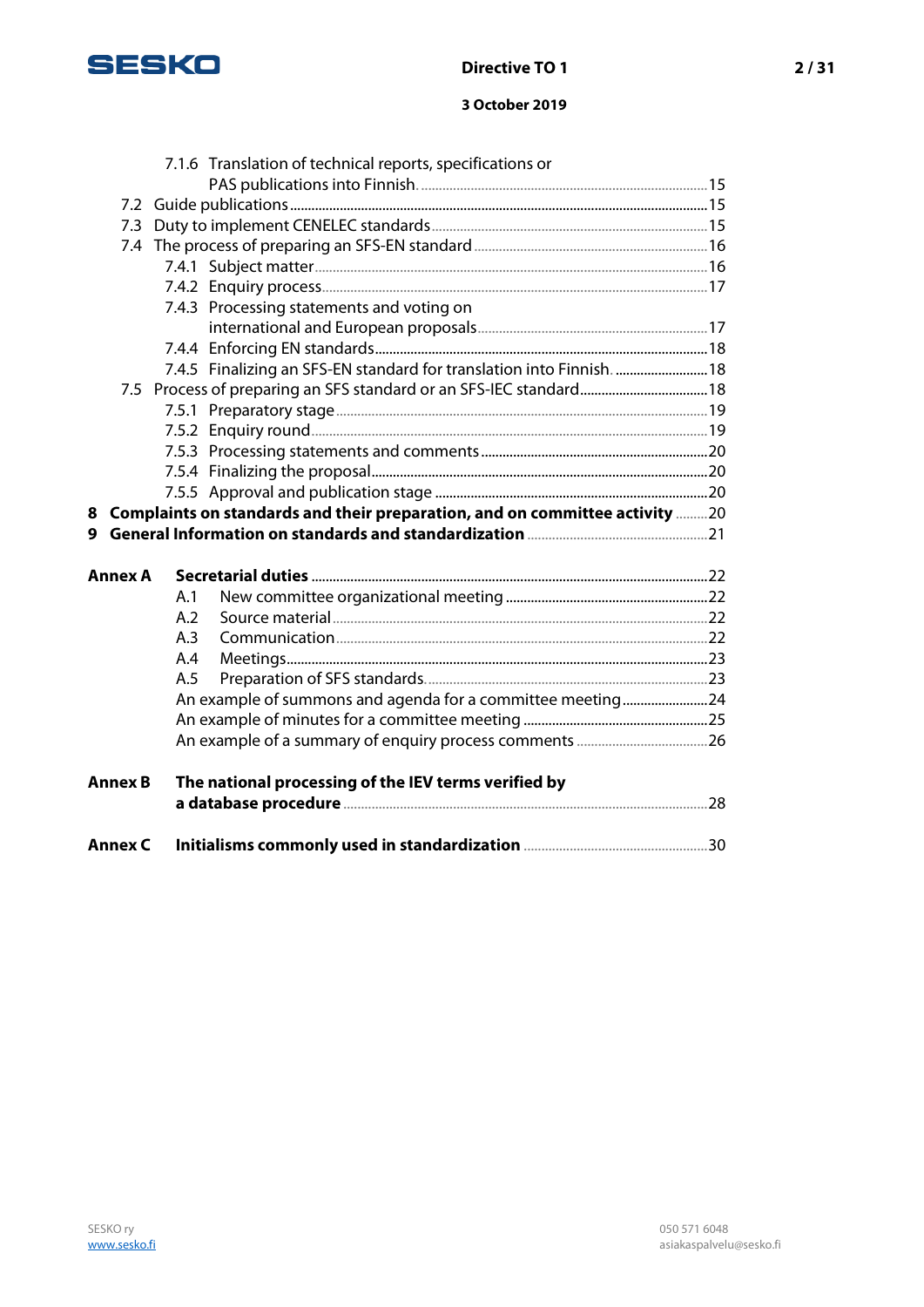7.1.6 Translation of technical reports, specifications or PAS publications into Finnish. ........ 15

7.2 Guide publications ........ 15

7.3 Duty to implement CENELEC standards ........ 15

7.4 The process of preparing an SFS-EN standard ........ 16

7.4.1 Subject matter ........ 16

7.4.2 Enquiry process ........ 17

7.4.3 Processing statements and voting on international and European proposals ........ 17

7.4.4 Enforcing EN standards ........ 18

7.4.5 Finalizing an SFS-EN standard for translation into Finnish. ........ 18

7.5 Process of preparing an SFS standard or an SFS-IEC standard ........ 18

7.5.1 Preparatory stage ........ 19

7.5.2 Enquiry round ........ 19

7.5.3 Processing statements and comments ........ 20

7.5.4 Finalizing the proposal ........ 20

7.5.5 Approval and publication stage ........ 20

**8 Complaints on standards and their preparation, and on committee activity** ........ 20

**9 General Information on standards and standardization** ........ 21

**Annex A Secretarial duties** ........ 22

A.1 New committee organizational meeting ........ 22

A.2 Source material ........ 22

A.3 Communication ........ 22

A.4 Meetings ........ 23

A.5 Preparation of SFS standards. ........ 23

An example of summons and agenda for a committee meeting ........ 24

An example of minutes for a committee meeting ........ 25

An example of a summary of enquiry process comments ........ 26

**Annex B The national processing of the IEV terms verified by a database procedure** ........ 28

**Annex C Initialisms commonly used in standardization** ........ 30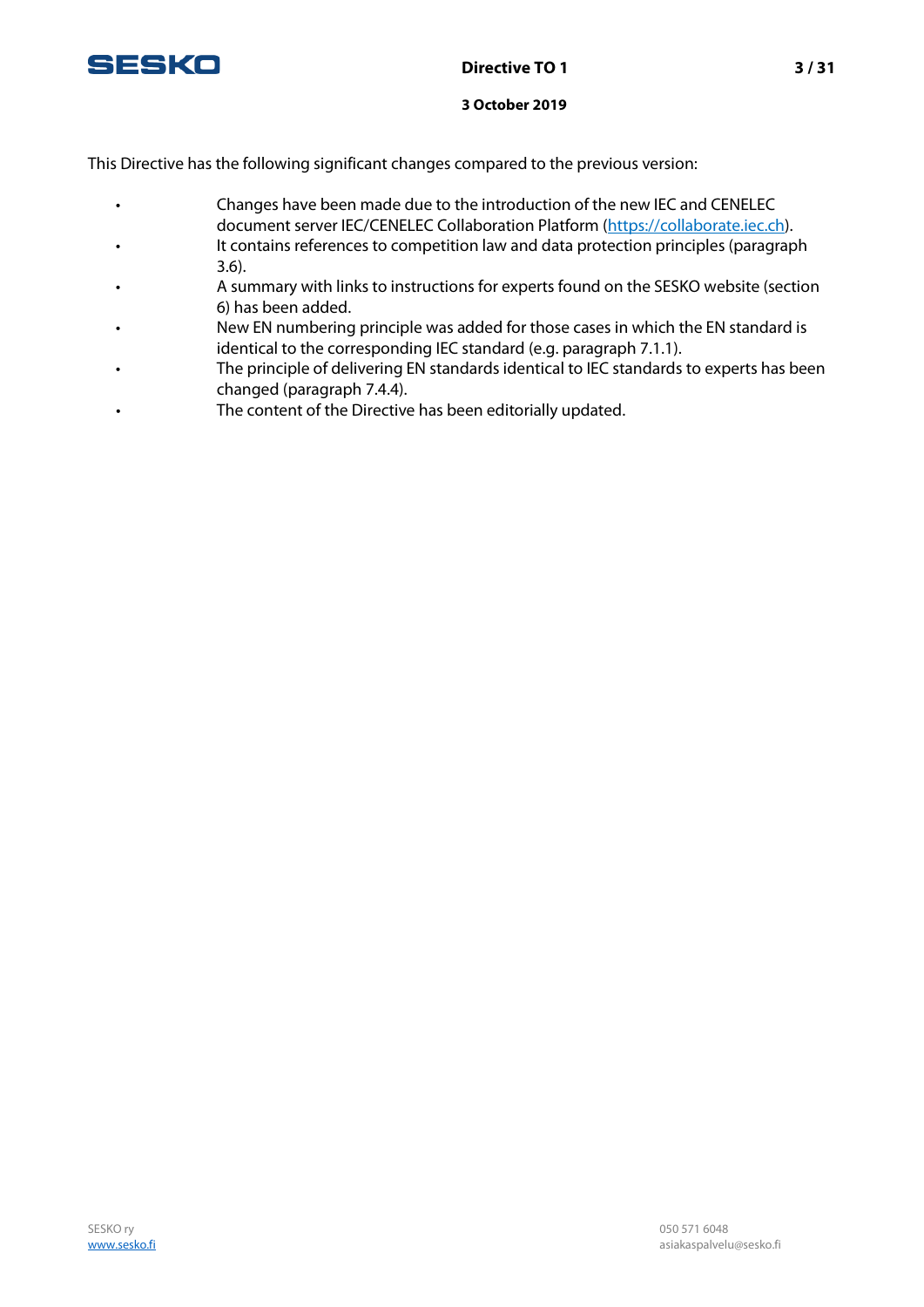This Directive has the following significant changes compared to the previous version:

- Changes have been made due to the introduction of the new IEC and CENELEC document server IEC/CENELEC Collaboration Platform (https://collaborate.iec.ch).
- It contains references to competition law and data protection principles (paragraph 3.6).
- A summary with links to instructions for experts found on the SESKO website (section 6) has been added.
- New EN numbering principle was added for those cases in which the EN standard is identical to the corresponding IEC standard (e.g. paragraph 7.1.1).
- The principle of delivering EN standards identical to IEC standards to experts has been changed (paragraph 7.4.4).
- The content of the Directive has been editorially updated.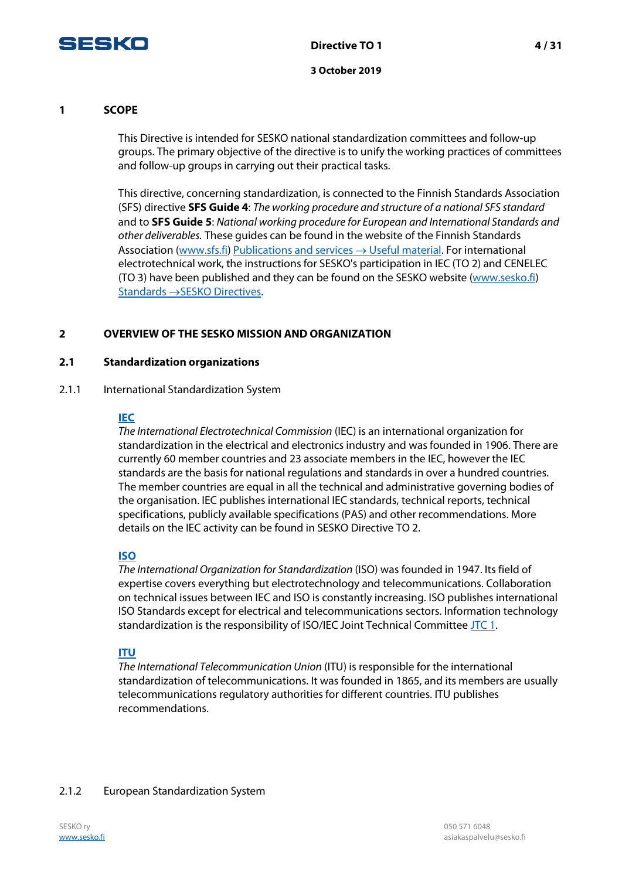# 1 SCOPE

This Directive is intended for SESKO national standardization committees and follow-up groups. The primary objective of the directive is to unify the working practices of committees and follow-up groups in carrying out their practical tasks.

This directive, concerning standardization, is connected to the Finnish Standards Association (SFS) directive **SFS Guide 4**: *The working procedure and structure of a national SFS standard* and to **SFS Guide 5**: *National working procedure for European and International Standards and other deliverables.* These guides can be found in the website of the Finnish Standards Association (www.sfs.fi) Publications and services → Useful material. For international electrotechnical work, the instructions for SESKO's participation in IEC (TO 2) and CENELEC (TO 3) have been published and they can be found on the SESKO website (www.sesko.fi) Standards →SESKO Directives.

# 2 OVERVIEW OF THE SESKO MISSION AND ORGANIZATION

## 2.1 Standardization organizations

### 2.1.1 International Standardization System

**IEC**

*The International Electrotechnical Commission* (IEC) is an international organization for standardization in the electrical and electronics industry and was founded in 1906. There are currently 60 member countries and 23 associate members in the IEC, however the IEC standards are the basis for national regulations and standards in over a hundred countries. The member countries are equal in all the technical and administrative governing bodies of the organisation. IEC publishes international IEC standards, technical reports, technical specifications, publicly available specifications (PAS) and other recommendations. More details on the IEC activity can be found in SESKO Directive TO 2.

**ISO**

*The International Organization for Standardization* (ISO) was founded in 1947. Its field of expertise covers everything but electrotechnology and telecommunications. Collaboration on technical issues between IEC and ISO is constantly increasing. ISO publishes international ISO Standards except for electrical and telecommunications sectors. Information technology standardization is the responsibility of ISO/IEC Joint Technical Committee JTC 1.

**ITU**

*The International Telecommunication Union* (ITU) is responsible for the international standardization of telecommunications. It was founded in 1865, and its members are usually telecommunications regulatory authorities for different countries. ITU publishes recommendations.

### 2.1.2 European Standardization System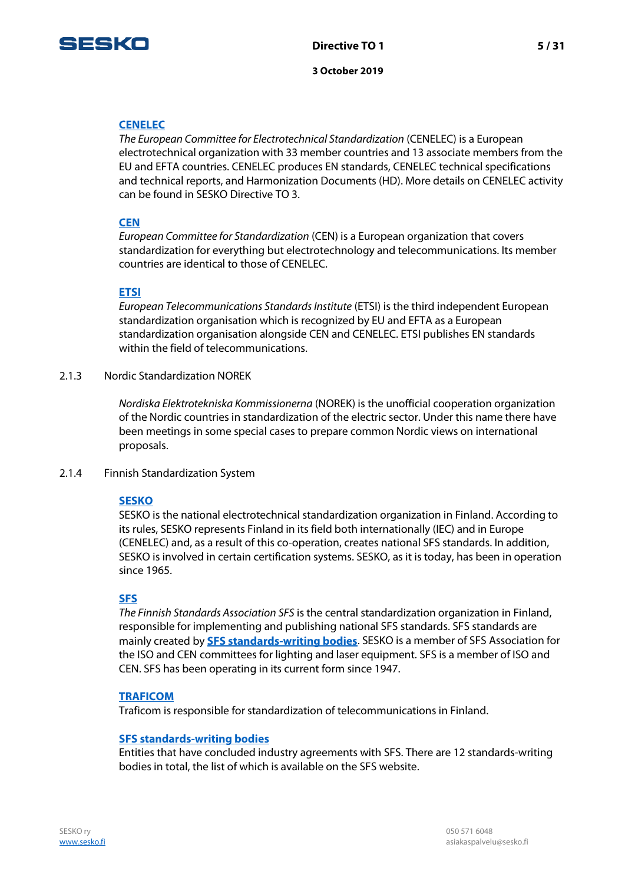**CENELEC**
*The European Committee for Electrotechnical Standardization* (CENELEC) is a European electrotechnical organization with 33 member countries and 13 associate members from the EU and EFTA countries. CENELEC produces EN standards, CENELEC technical specifications and technical reports, and Harmonization Documents (HD). More details on CENELEC activity can be found in SESKO Directive TO 3.

**CEN**
*European Committee for Standardization* (CEN) is a European organization that covers standardization for everything but electrotechnology and telecommunications. Its member countries are identical to those of CENELEC.

**ETSI**
*European Telecommunications Standards Institute* (ETSI) is the third independent European standardization organisation which is recognized by EU and EFTA as a European standardization organisation alongside CEN and CENELEC. ETSI publishes EN standards within the field of telecommunications.

### 2.1.3 Nordic Standardization NOREK

*Nordiska Elektrotekniska Kommissionerna* (NOREK) is the unofficial cooperation organization of the Nordic countries in standardization of the electric sector. Under this name there have been meetings in some special cases to prepare common Nordic views on international proposals.

### 2.1.4 Finnish Standardization System

**SESKO**
SESKO is the national electrotechnical standardization organization in Finland. According to its rules, SESKO represents Finland in its field both internationally (IEC) and in Europe (CENELEC) and, as a result of this co-operation, creates national SFS standards. In addition, SESKO is involved in certain certification systems. SESKO, as it is today, has been in operation since 1965.

**SFS**
*The Finnish Standards Association SFS* is the central standardization organization in Finland, responsible for implementing and publishing national SFS standards. SFS standards are mainly created by **SFS standards-writing bodies**. SESKO is a member of SFS Association for the ISO and CEN committees for lighting and laser equipment. SFS is a member of ISO and CEN. SFS has been operating in its current form since 1947.

**TRAFICOM**
Traficom is responsible for standardization of telecommunications in Finland.

**SFS standards-writing bodies**
Entities that have concluded industry agreements with SFS. There are 12 standards-writing bodies in total, the list of which is available on the SFS website.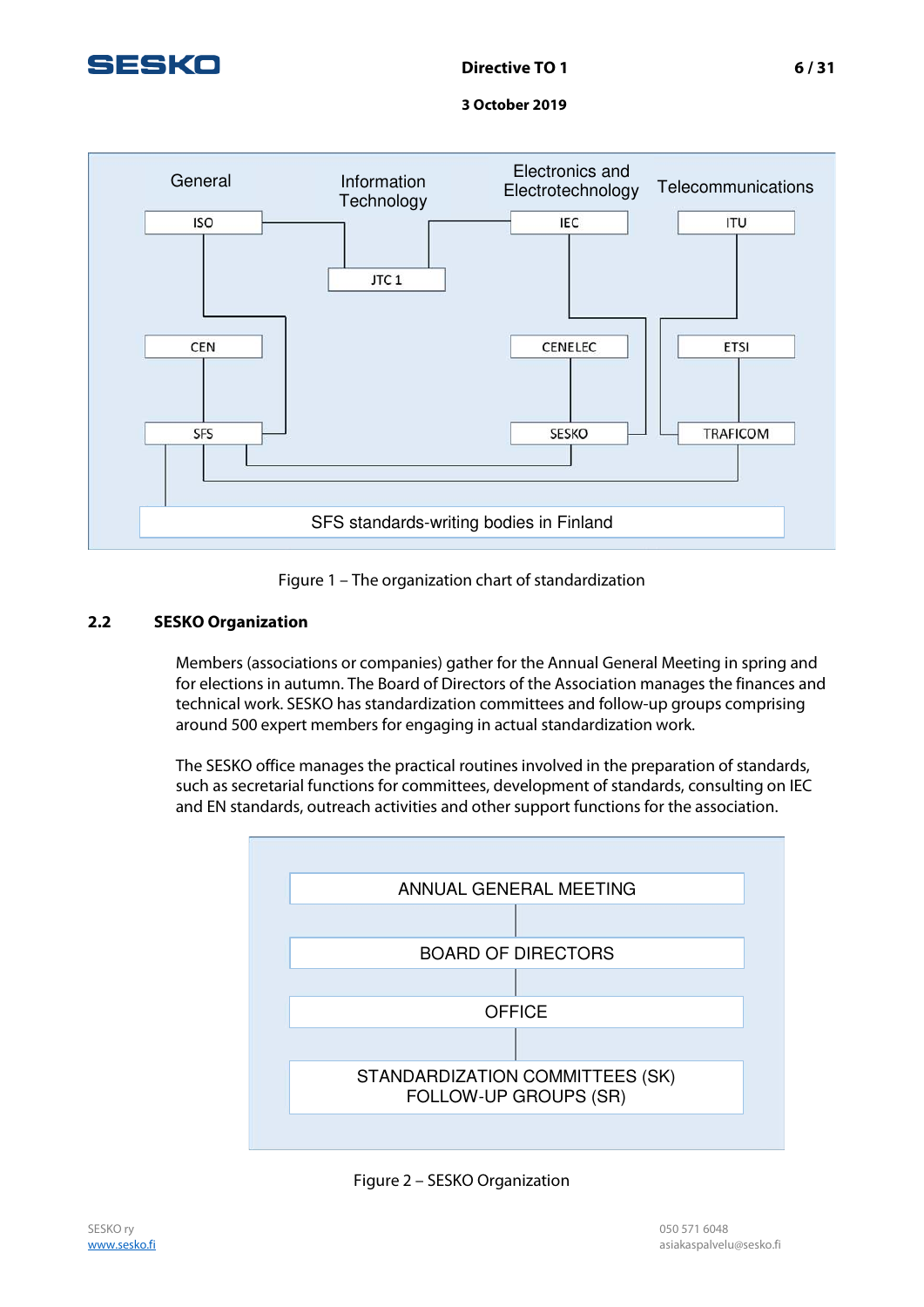General | Information Technology | Electronics and Electrotechnology | Telecommunications

ISO | JTC 1 | IEC | ITU

CEN | CENELEC | ETSI

SFS | SESKO | TRAFICOM

SFS standards-writing bodies in Finland

Figure 1 – The organization chart of standardization

## 2.2 SESKO Organization

Members (associations or companies) gather for the Annual General Meeting in spring and for elections in autumn. The Board of Directors of the Association manages the finances and technical work. SESKO has standardization committees and follow-up groups comprising around 500 expert members for engaging in actual standardization work.

The SESKO office manages the practical routines involved in the preparation of standards, such as secretarial functions for committees, development of standards, consulting on IEC and EN standards, outreach activities and other support functions for the association.

ANNUAL GENERAL MEETING

BOARD OF DIRECTORS

OFFICE

STANDARDIZATION COMMITTEES (SK)
FOLLOW-UP GROUPS (SR)

Figure 2 – SESKO Organization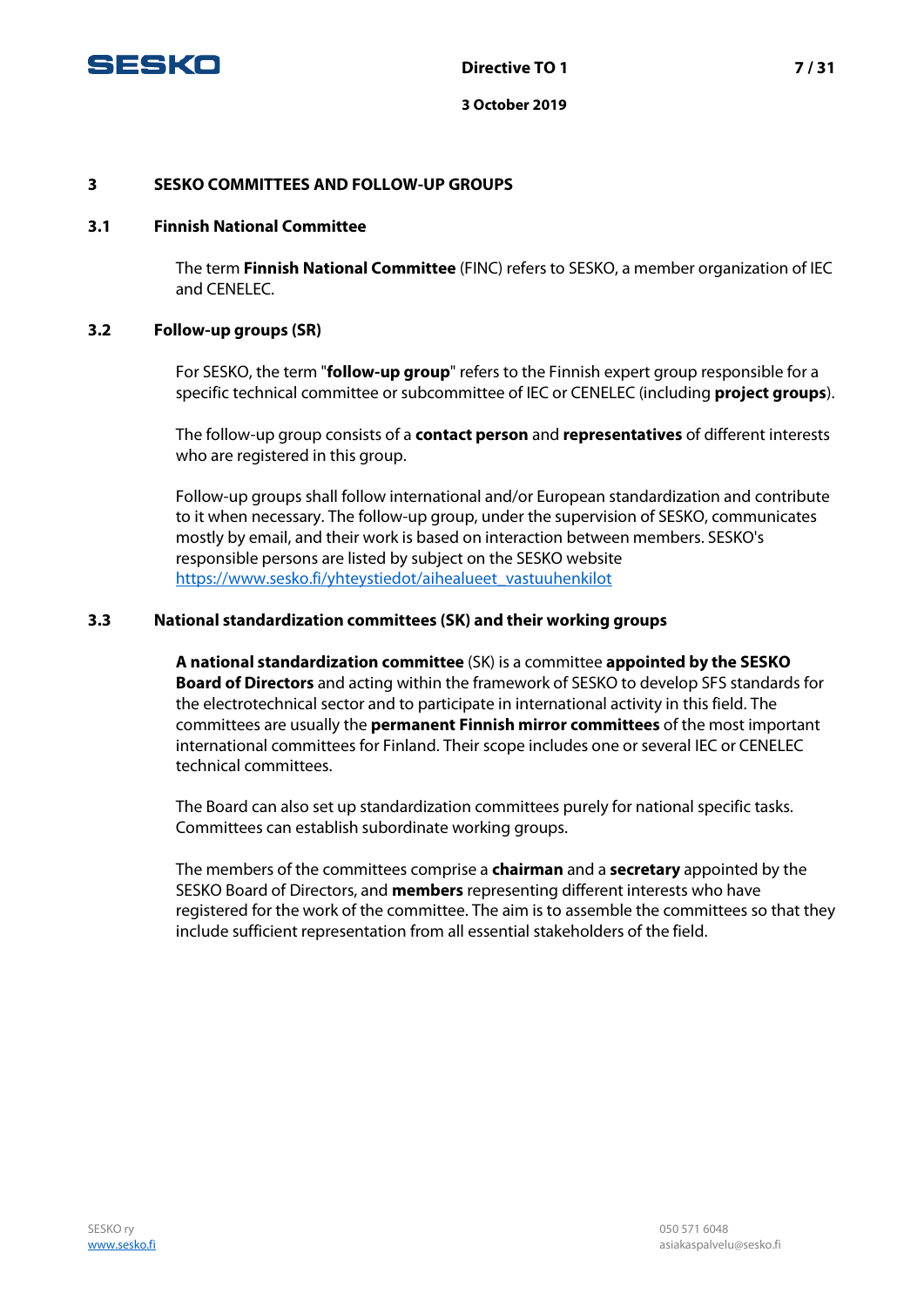## 3 SESKO COMMITTEES AND FOLLOW-UP GROUPS

### 3.1 Finnish National Committee

The term **Finnish National Committee** (FINC) refers to SESKO, a member organization of IEC and CENELEC.

### 3.2 Follow-up groups (SR)

For SESKO, the term "**follow-up group**" refers to the Finnish expert group responsible for a specific technical committee or subcommittee of IEC or CENELEC (including **project groups**).

The follow-up group consists of a **contact person** and **representatives** of different interests who are registered in this group.

Follow-up groups shall follow international and/or European standardization and contribute to it when necessary. The follow-up group, under the supervision of SESKO, communicates mostly by email, and their work is based on interaction between members. SESKO's responsible persons are listed by subject on the SESKO website https://www.sesko.fi/yhteystiedot/aihealueet_vastuuhenkilot

### 3.3 National standardization committees (SK) and their working groups

**A national standardization committee** (SK) is a committee **appointed by the SESKO Board of Directors** and acting within the framework of SESKO to develop SFS standards for the electrotechnical sector and to participate in international activity in this field. The committees are usually the **permanent Finnish mirror committees** of the most important international committees for Finland. Their scope includes one or several IEC or CENELEC technical committees.

The Board can also set up standardization committees purely for national specific tasks. Committees can establish subordinate working groups.

The members of the committees comprise a **chairman** and a **secretary** appointed by the SESKO Board of Directors, and **members** representing different interests who have registered for the work of the committee. The aim is to assemble the committees so that they include sufficient representation from all essential stakeholders of the field.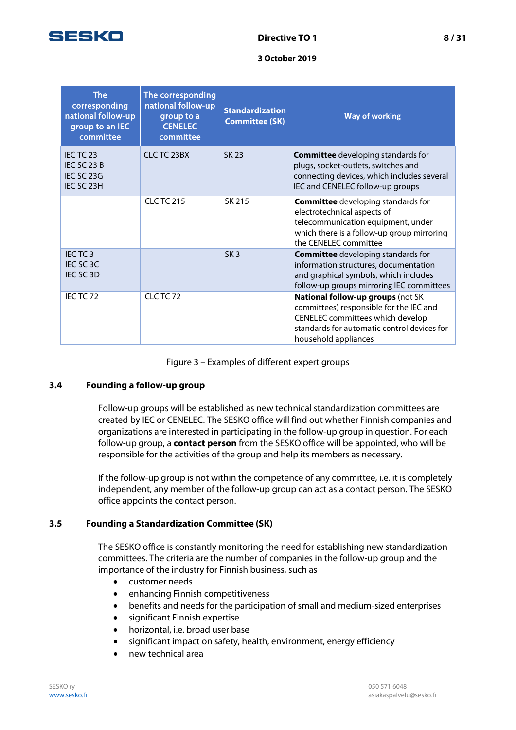| The corresponding national follow-up group to an IEC committee | The corresponding national follow-up group to a CENELEC committee | Standardization Committee (SK) | Way of working |
|---|---|---|---|
| IEC TC 23<br>IEC SC 23 B<br>IEC SC 23G<br>IEC SC 23H | CLC TC 23BX | SK 23 | **Committee** developing standards for plugs, socket-outlets, switches and connecting devices, which includes several IEC and CENELEC follow-up groups |
| | CLC TC 215 | SK 215 | **Committee** developing standards for electrotechnical aspects of telecommunication equipment, under which there is a follow-up group mirroring the CENELEC committee |
| IEC TC 3<br>IEC SC 3C<br>IEC SC 3D | | SK 3 | **Committee** developing standards for information structures, documentation and graphical symbols, which includes follow-up groups mirroring IEC committees |
| IEC TC 72 | CLC TC 72 | | **National follow-up groups** (not SK committees) responsible for the IEC and CENELEC committees which develop standards for automatic control devices for household appliances |

Figure 3 – Examples of different expert groups

### 3.4 Founding a follow-up group

Follow-up groups will be established as new technical standardization committees are created by IEC or CENELEC. The SESKO office will find out whether Finnish companies and organizations are interested in participating in the follow-up group in question. For each follow-up group, a **contact person** from the SESKO office will be appointed, who will be responsible for the activities of the group and help its members as necessary.

If the follow-up group is not within the competence of any committee, i.e. it is completely independent, any member of the follow-up group can act as a contact person. The SESKO office appoints the contact person.

### 3.5 Founding a Standardization Committee (SK)

The SESKO office is constantly monitoring the need for establishing new standardization committees. The criteria are the number of companies in the follow-up group and the importance of the industry for Finnish business, such as

- customer needs
- enhancing Finnish competitiveness
- benefits and needs for the participation of small and medium-sized enterprises
- significant Finnish expertise
- horizontal, i.e. broad user base
- significant impact on safety, health, environment, energy efficiency
- new technical area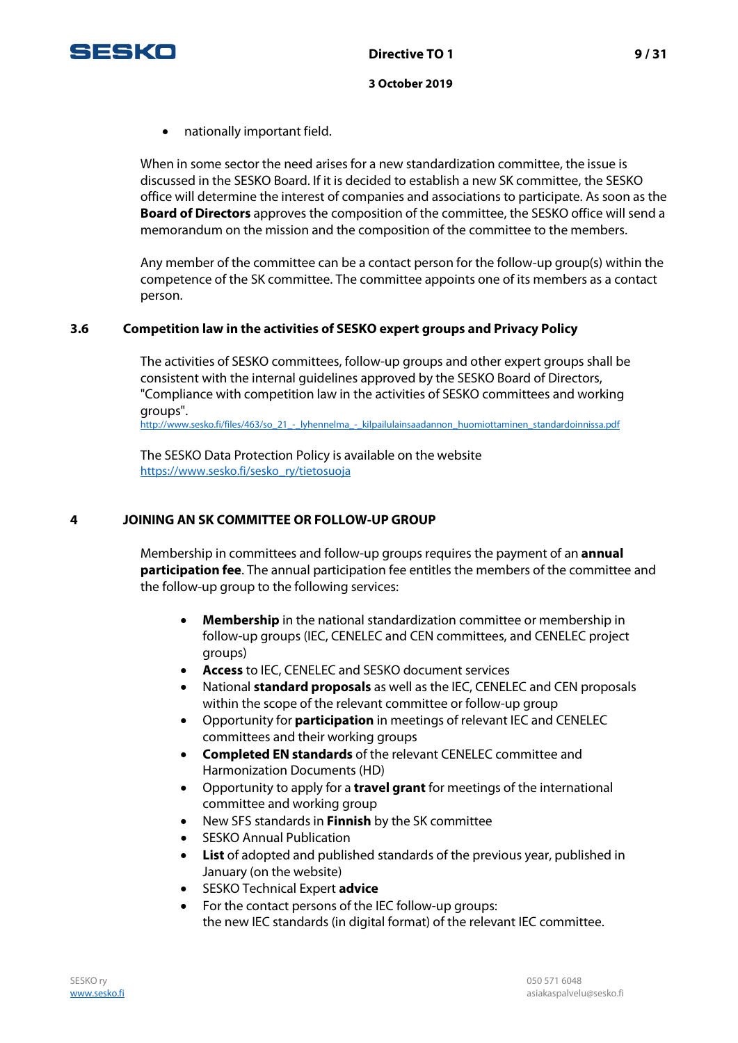- nationally important field.

When in some sector the need arises for a new standardization committee, the issue is discussed in the SESKO Board. If it is decided to establish a new SK committee, the SESKO office will determine the interest of companies and associations to participate. As soon as the **Board of Directors** approves the composition of the committee, the SESKO office will send a memorandum on the mission and the composition of the committee to the members.

Any member of the committee can be a contact person for the follow-up group(s) within the competence of the SK committee. The committee appoints one of its members as a contact person.

### 3.6 Competition law in the activities of SESKO expert groups and Privacy Policy

The activities of SESKO committees, follow-up groups and other expert groups shall be consistent with the internal guidelines approved by the SESKO Board of Directors, "Compliance with competition law in the activities of SESKO committees and working groups".
http://www.sesko.fi/files/463/so_21_-_lyhennelma_-_kilpailulainsaadannon_huomiottaminen_standardoinnissa.pdf

The SESKO Data Protection Policy is available on the website
https://www.sesko.fi/sesko_ry/tietosuoja

## 4 JOINING AN SK COMMITTEE OR FOLLOW-UP GROUP

Membership in committees and follow-up groups requires the payment of an **annual participation fee**. The annual participation fee entitles the members of the committee and the follow-up group to the following services:

- **Membership** in the national standardization committee or membership in follow-up groups (IEC, CENELEC and CEN committees, and CENELEC project groups)
- **Access** to IEC, CENELEC and SESKO document services
- National **standard proposals** as well as the IEC, CENELEC and CEN proposals within the scope of the relevant committee or follow-up group
- Opportunity for **participation** in meetings of relevant IEC and CENELEC committees and their working groups
- **Completed EN standards** of the relevant CENELEC committee and Harmonization Documents (HD)
- Opportunity to apply for a **travel grant** for meetings of the international committee and working group
- New SFS standards in **Finnish** by the SK committee
- SESKO Annual Publication
- **List** of adopted and published standards of the previous year, published in January (on the website)
- SESKO Technical Expert **advice**
- For the contact persons of the IEC follow-up groups:
  the new IEC standards (in digital format) of the relevant IEC committee.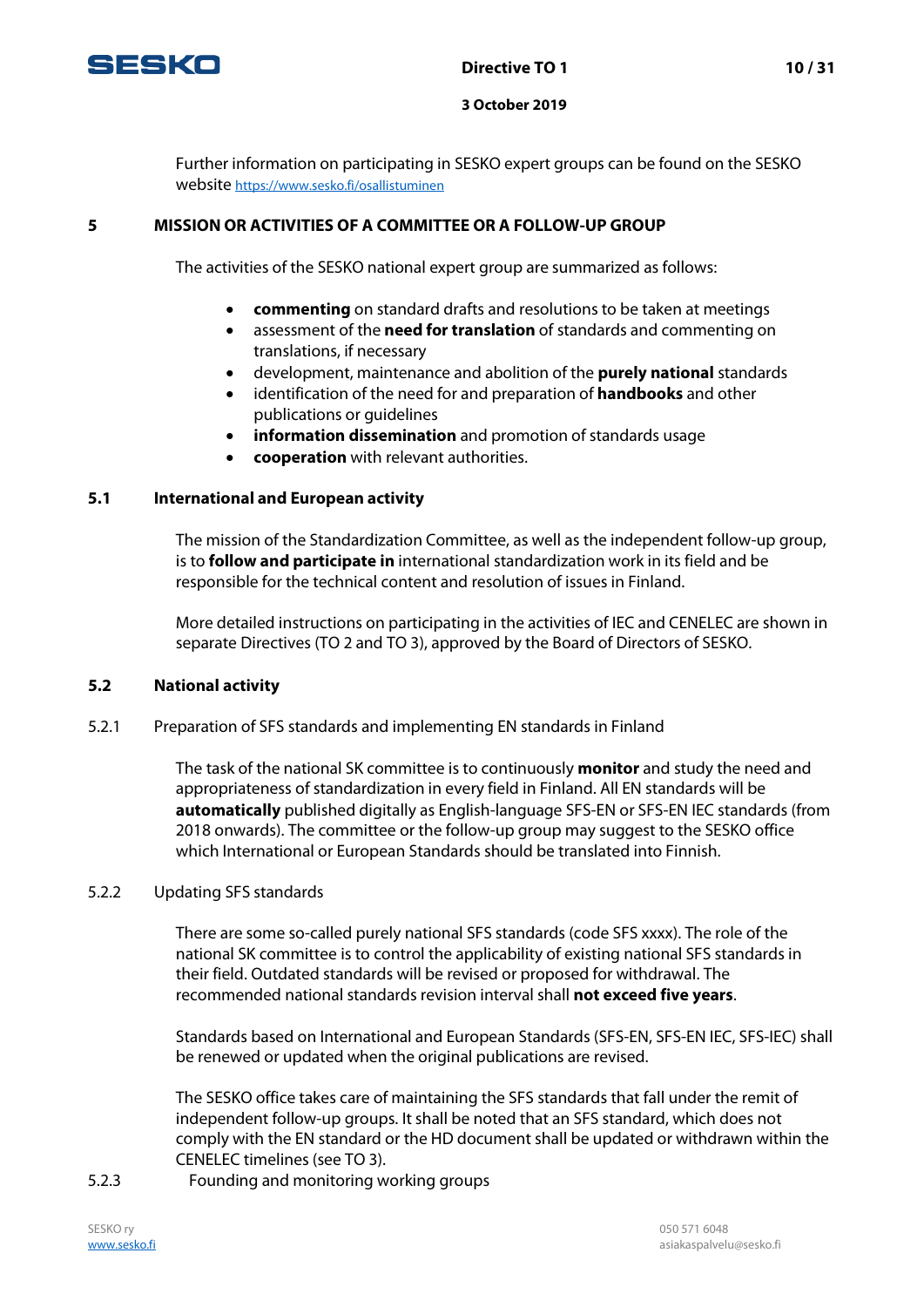Further information on participating in SESKO expert groups can be found on the SESKO website https://www.sesko.fi/osallistuminen

## 5 MISSION OR ACTIVITIES OF A COMMITTEE OR A FOLLOW-UP GROUP

The activities of the SESKO national expert group are summarized as follows:

- **commenting** on standard drafts and resolutions to be taken at meetings
- assessment of the **need for translation** of standards and commenting on translations, if necessary
- development, maintenance and abolition of the **purely national** standards
- identification of the need for and preparation of **handbooks** and other publications or guidelines
- **information dissemination** and promotion of standards usage
- **cooperation** with relevant authorities.

### 5.1 International and European activity

The mission of the Standardization Committee, as well as the independent follow-up group, is to **follow and participate in** international standardization work in its field and be responsible for the technical content and resolution of issues in Finland.

More detailed instructions on participating in the activities of IEC and CENELEC are shown in separate Directives (TO 2 and TO 3), approved by the Board of Directors of SESKO.

### 5.2 National activity

#### 5.2.1 Preparation of SFS standards and implementing EN standards in Finland

The task of the national SK committee is to continuously **monitor** and study the need and appropriateness of standardization in every field in Finland. All EN standards will be **automatically** published digitally as English-language SFS-EN or SFS-EN IEC standards (from 2018 onwards). The committee or the follow-up group may suggest to the SESKO office which International or European Standards should be translated into Finnish.

#### 5.2.2 Updating SFS standards

There are some so-called purely national SFS standards (code SFS xxxx). The role of the national SK committee is to control the applicability of existing national SFS standards in their field. Outdated standards will be revised or proposed for withdrawal. The recommended national standards revision interval shall **not exceed five years**.

Standards based on International and European Standards (SFS-EN, SFS-EN IEC, SFS-IEC) shall be renewed or updated when the original publications are revised.

The SESKO office takes care of maintaining the SFS standards that fall under the remit of independent follow-up groups. It shall be noted that an SFS standard, which does not comply with the EN standard or the HD document shall be updated or withdrawn within the CENELEC timelines (see TO 3).

#### 5.2.3 Founding and monitoring working groups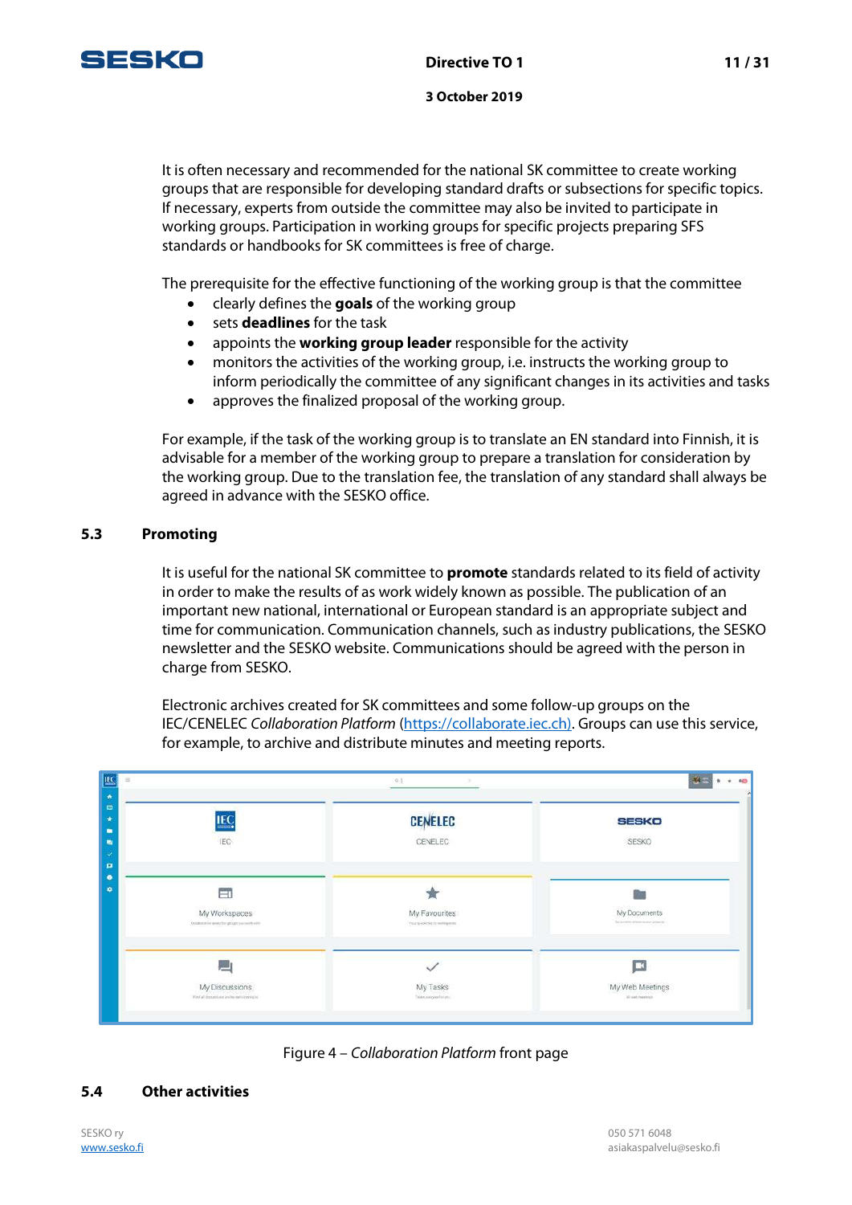It is often necessary and recommended for the national SK committee to create working groups that are responsible for developing standard drafts or subsections for specific topics. If necessary, experts from outside the committee may also be invited to participate in working groups. Participation in working groups for specific projects preparing SFS standards or handbooks for SK committees is free of charge.

The prerequisite for the effective functioning of the working group is that the committee

- clearly defines the **goals** of the working group
- sets **deadlines** for the task
- appoints the **working group leader** responsible for the activity
- monitors the activities of the working group, i.e. instructs the working group to inform periodically the committee of any significant changes in its activities and tasks
- approves the finalized proposal of the working group.

For example, if the task of the working group is to translate an EN standard into Finnish, it is advisable for a member of the working group to prepare a translation for consideration by the working group. Due to the translation fee, the translation of any standard shall always be agreed in advance with the SESKO office.

## 5.3 Promoting

It is useful for the national SK committee to **promote** standards related to its field of activity in order to make the results of as work widely known as possible. The publication of an important new national, international or European standard is an appropriate subject and time for communication. Communication channels, such as industry publications, the SESKO newsletter and the SESKO website. Communications should be agreed with the person in charge from SESKO.

Electronic archives created for SK committees and some follow-up groups on the IEC/CENELEC *Collaboration Platform* (https://collaborate.iec.ch). Groups can use this service, for example, to archive and distribute minutes and meeting reports.

Figure 4 – *Collaboration Platform* front page

## 5.4 Other activities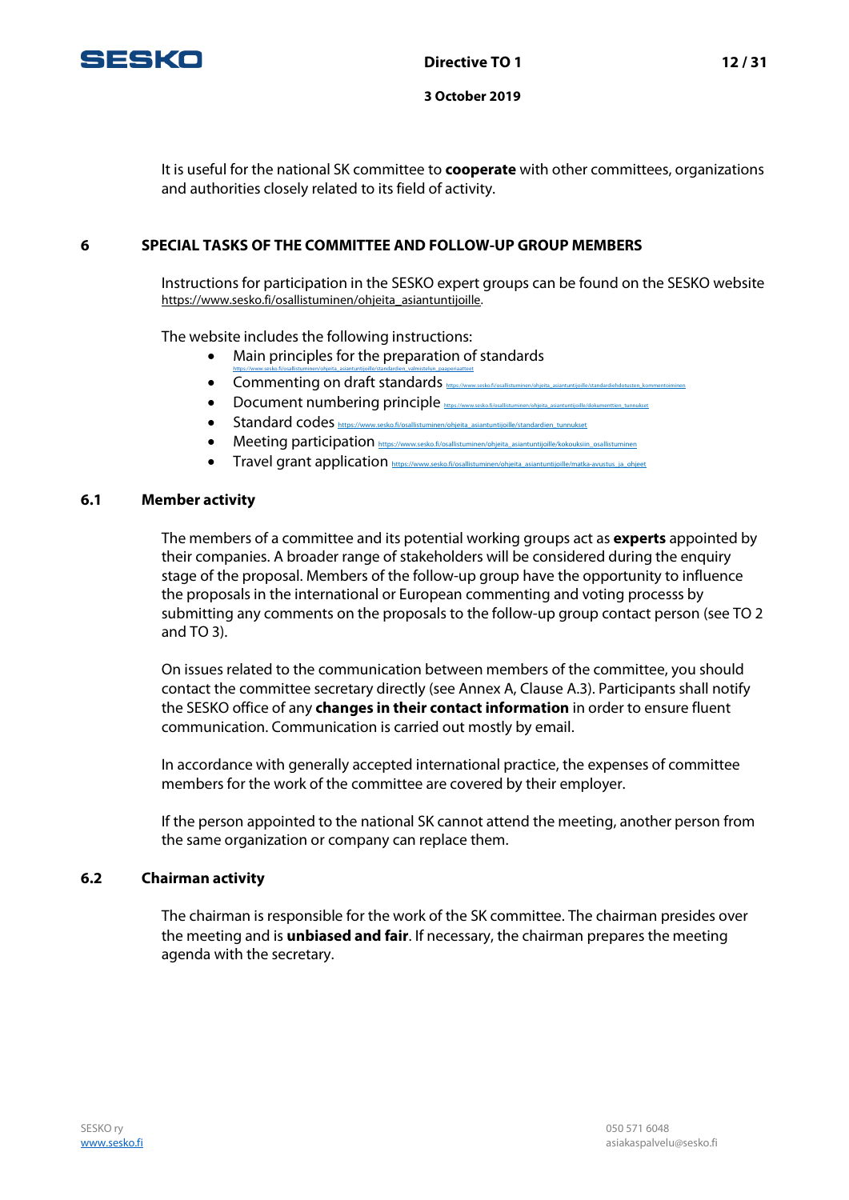It is useful for the national SK committee to **cooperate** with other committees, organizations and authorities closely related to its field of activity.

## 6 SPECIAL TASKS OF THE COMMITTEE AND FOLLOW-UP GROUP MEMBERS

Instructions for participation in the SESKO expert groups can be found on the SESKO website https://www.sesko.fi/osallistuminen/ohjeita_asiantuntijoille.

The website includes the following instructions:

- Main principles for the preparation of standards https://www.sesko.fi/osallistuminen/ohjeita_asiantuntijoille/standardien_valmistelun_paaperiaatteet
- Commenting on draft standards https://www.sesko.fi/osallistuminen/ohjeita_asiantuntijoille/standardiehdotusten_kommentoiminen
- Document numbering principle https://www.sesko.fi/osallistuminen/ohjeita_asiantuntijoille/dokumenttien_tunnukset
- Standard codes https://www.sesko.fi/osallistuminen/ohjeita_asiantuntijoille/standardien_tunnukset
- Meeting participation https://www.sesko.fi/osallistuminen/ohjeita_asiantuntijoille/kokouksiin_osallistuminen
- Travel grant application https://www.sesko.fi/osallistuminen/ohjeita_asiantuntijoille/matka-avustus_ja_ohjeet

### 6.1 Member activity

The members of a committee and its potential working groups act as **experts** appointed by their companies. A broader range of stakeholders will be considered during the enquiry stage of the proposal. Members of the follow-up group have the opportunity to influence the proposals in the international or European commenting and voting processs by submitting any comments on the proposals to the follow-up group contact person (see TO 2 and TO 3).

On issues related to the communication between members of the committee, you should contact the committee secretary directly (see Annex A, Clause A.3). Participants shall notify the SESKO office of any **changes in their contact information** in order to ensure fluent communication. Communication is carried out mostly by email.

In accordance with generally accepted international practice, the expenses of committee members for the work of the committee are covered by their employer.

If the person appointed to the national SK cannot attend the meeting, another person from the same organization or company can replace them.

### 6.2 Chairman activity

The chairman is responsible for the work of the SK committee. The chairman presides over the meeting and is **unbiased and fair**. If necessary, the chairman prepares the meeting agenda with the secretary.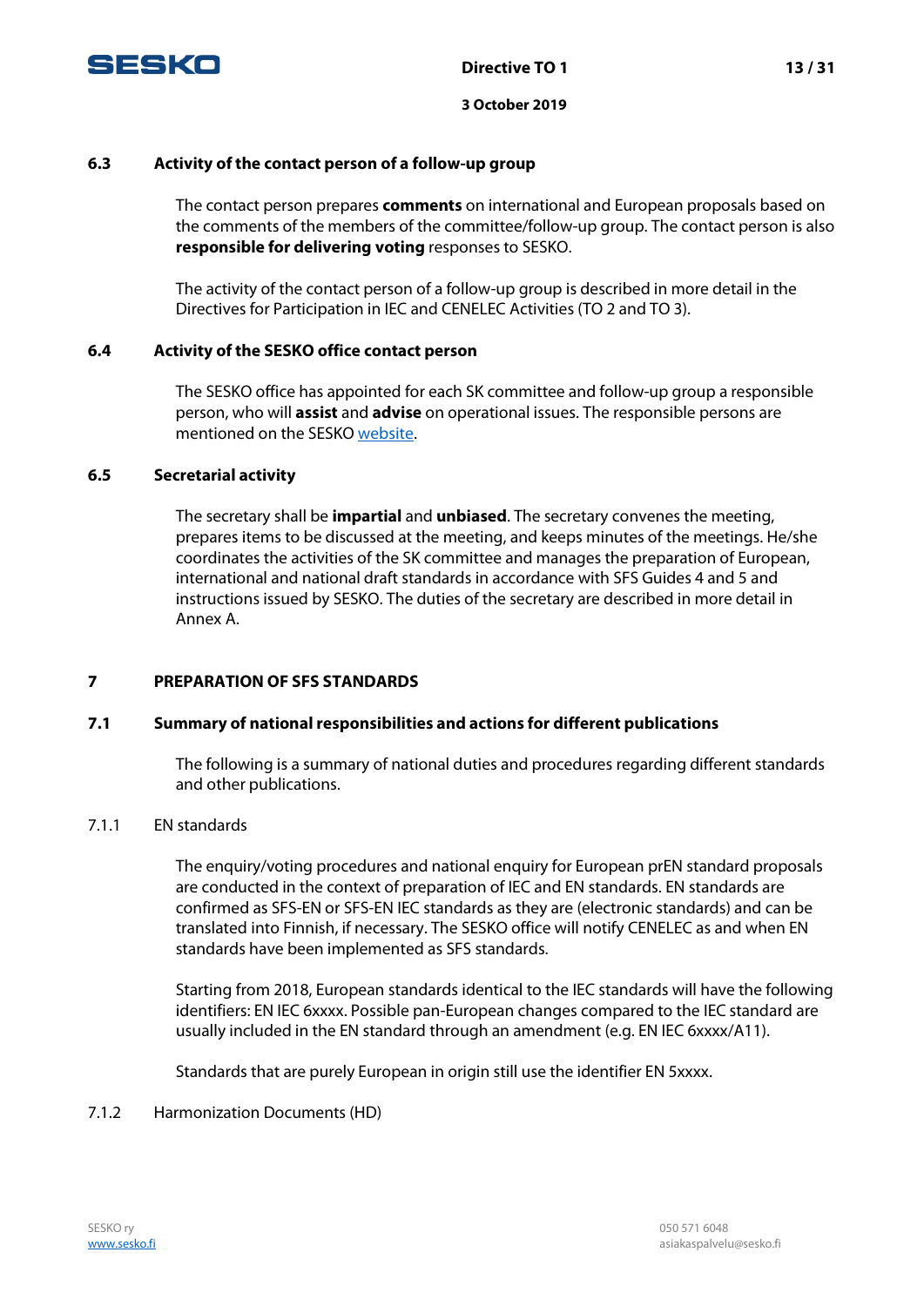### 6.3 Activity of the contact person of a follow-up group

The contact person prepares **comments** on international and European proposals based on the comments of the members of the committee/follow-up group. The contact person is also **responsible for delivering voting** responses to SESKO.

The activity of the contact person of a follow-up group is described in more detail in the Directives for Participation in IEC and CENELEC Activities (TO 2 and TO 3).

### 6.4 Activity of the SESKO office contact person

The SESKO office has appointed for each SK committee and follow-up group a responsible person, who will **assist** and **advise** on operational issues. The responsible persons are mentioned on the SESKO website.

### 6.5 Secretarial activity

The secretary shall be **impartial** and **unbiased**. The secretary convenes the meeting, prepares items to be discussed at the meeting, and keeps minutes of the meetings. He/she coordinates the activities of the SK committee and manages the preparation of European, international and national draft standards in accordance with SFS Guides 4 and 5 and instructions issued by SESKO. The duties of the secretary are described in more detail in Annex A.

## 7 PREPARATION OF SFS STANDARDS

### 7.1 Summary of national responsibilities and actions for different publications

The following is a summary of national duties and procedures regarding different standards and other publications.

#### 7.1.1 EN standards

The enquiry/voting procedures and national enquiry for European prEN standard proposals are conducted in the context of preparation of IEC and EN standards. EN standards are confirmed as SFS-EN or SFS-EN IEC standards as they are (electronic standards) and can be translated into Finnish, if necessary. The SESKO office will notify CENELEC as and when EN standards have been implemented as SFS standards.

Starting from 2018, European standards identical to the IEC standards will have the following identifiers: EN IEC 6xxxx. Possible pan-European changes compared to the IEC standard are usually included in the EN standard through an amendment (e.g. EN IEC 6xxxx/A11).

Standards that are purely European in origin still use the identifier EN 5xxxx.

#### 7.1.2 Harmonization Documents (HD)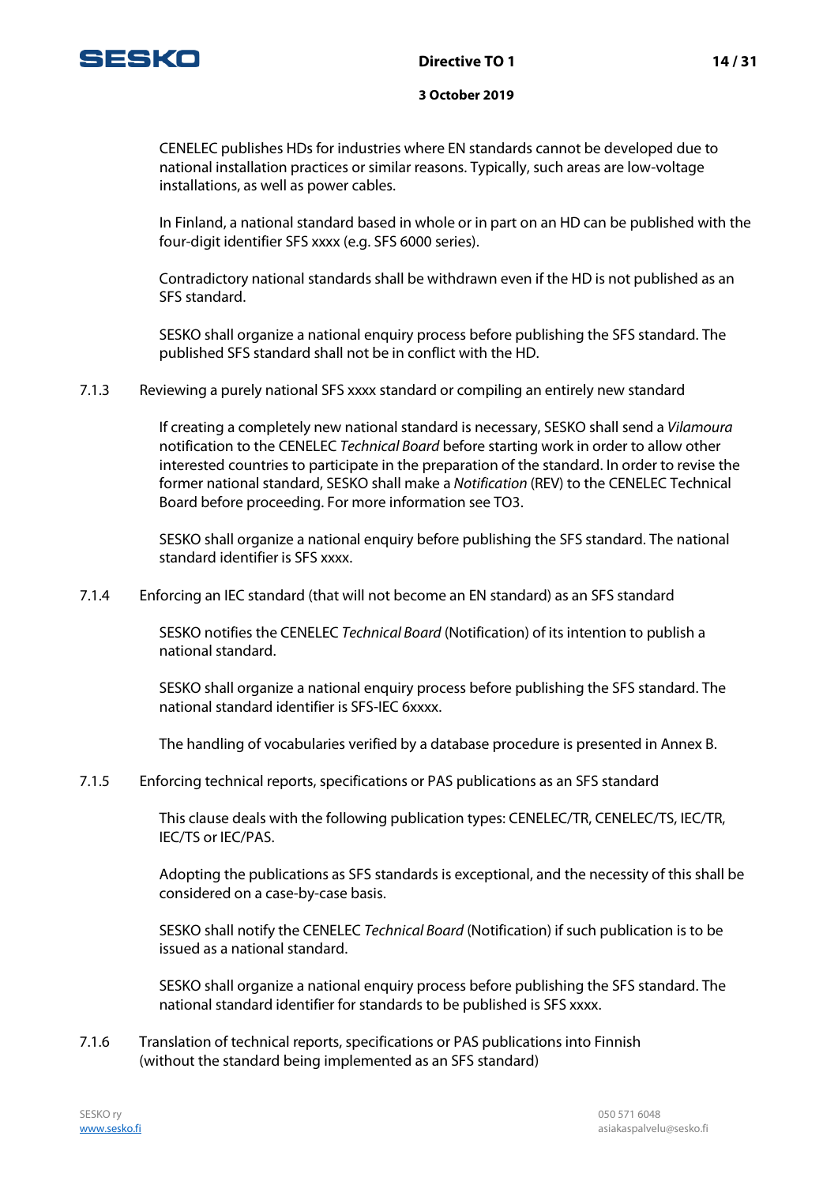CENELEC publishes HDs for industries where EN standards cannot be developed due to national installation practices or similar reasons. Typically, such areas are low-voltage installations, as well as power cables.

In Finland, a national standard based in whole or in part on an HD can be published with the four-digit identifier SFS xxxx (e.g. SFS 6000 series).

Contradictory national standards shall be withdrawn even if the HD is not published as an SFS standard.

SESKO shall organize a national enquiry process before publishing the SFS standard. The published SFS standard shall not be in conflict with the HD.

#### 7.1.3 Reviewing a purely national SFS xxxx standard or compiling an entirely new standard

If creating a completely new national standard is necessary, SESKO shall send a *Vilamoura* notification to the CENELEC *Technical Board* before starting work in order to allow other interested countries to participate in the preparation of the standard. In order to revise the former national standard, SESKO shall make a *Notification* (REV) to the CENELEC Technical Board before proceeding. For more information see TO3.

SESKO shall organize a national enquiry before publishing the SFS standard. The national standard identifier is SFS xxxx.

#### 7.1.4 Enforcing an IEC standard (that will not become an EN standard) as an SFS standard

SESKO notifies the CENELEC *Technical Board* (Notification) of its intention to publish a national standard.

SESKO shall organize a national enquiry process before publishing the SFS standard. The national standard identifier is SFS-IEC 6xxxx.

The handling of vocabularies verified by a database procedure is presented in Annex B.

#### 7.1.5 Enforcing technical reports, specifications or PAS publications as an SFS standard

This clause deals with the following publication types: CENELEC/TR, CENELEC/TS, IEC/TR, IEC/TS or IEC/PAS.

Adopting the publications as SFS standards is exceptional, and the necessity of this shall be considered on a case-by-case basis.

SESKO shall notify the CENELEC *Technical Board* (Notification) if such publication is to be issued as a national standard.

SESKO shall organize a national enquiry process before publishing the SFS standard. The national standard identifier for standards to be published is SFS xxxx.

#### 7.1.6 Translation of technical reports, specifications or PAS publications into Finnish (without the standard being implemented as an SFS standard)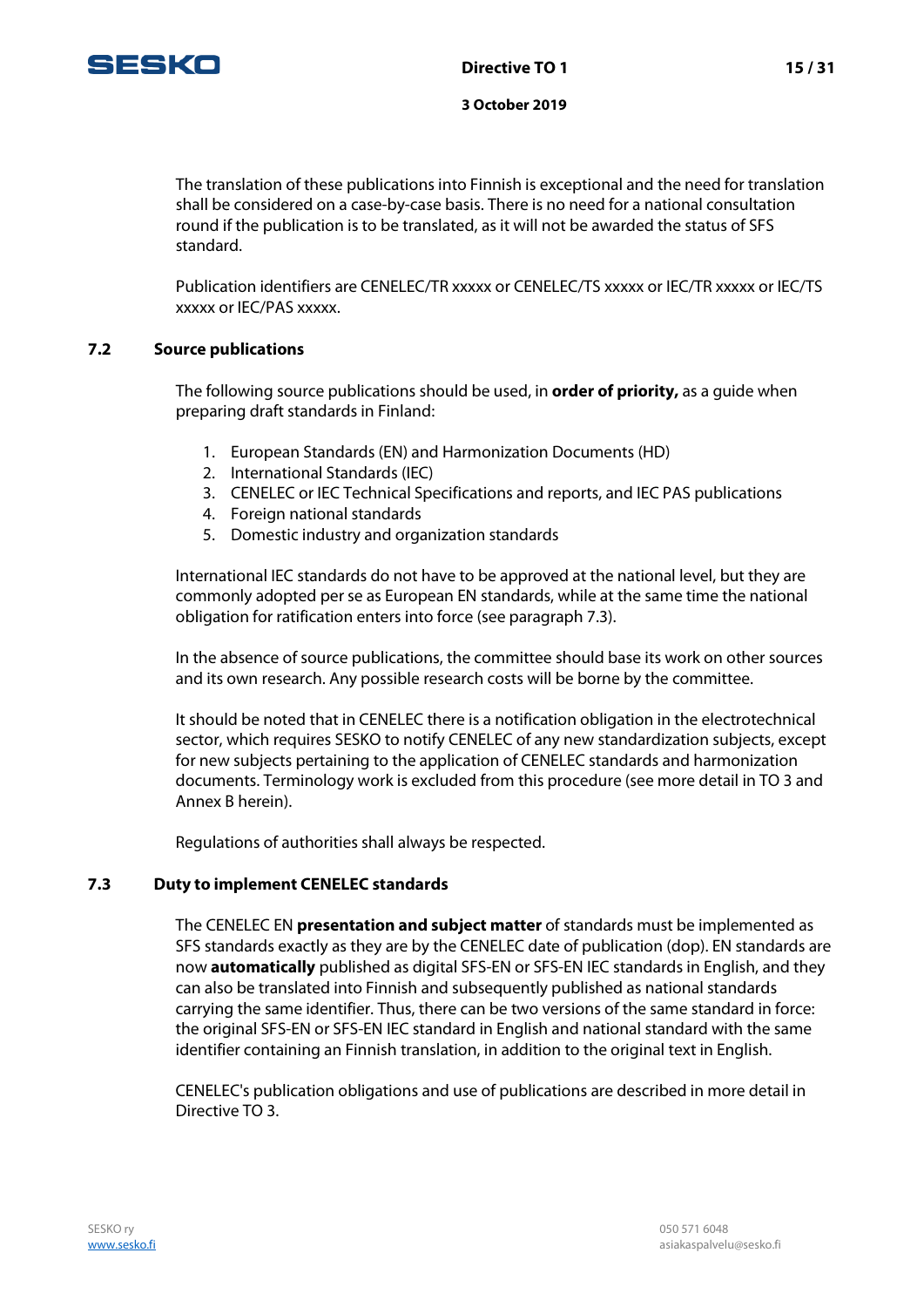The translation of these publications into Finnish is exceptional and the need for translation shall be considered on a case-by-case basis. There is no need for a national consultation round if the publication is to be translated, as it will not be awarded the status of SFS standard.

Publication identifiers are CENELEC/TR xxxxx or CENELEC/TS xxxxx or IEC/TR xxxxx or IEC/TS xxxxx or IEC/PAS xxxxx.

## 7.2 Source publications

The following source publications should be used, in **order of priority,** as a guide when preparing draft standards in Finland:

1. European Standards (EN) and Harmonization Documents (HD)
2. International Standards (IEC)
3. CENELEC or IEC Technical Specifications and reports, and IEC PAS publications
4. Foreign national standards
5. Domestic industry and organization standards

International IEC standards do not have to be approved at the national level, but they are commonly adopted per se as European EN standards, while at the same time the national obligation for ratification enters into force (see paragraph 7.3).

In the absence of source publications, the committee should base its work on other sources and its own research. Any possible research costs will be borne by the committee.

It should be noted that in CENELEC there is a notification obligation in the electrotechnical sector, which requires SESKO to notify CENELEC of any new standardization subjects, except for new subjects pertaining to the application of CENELEC standards and harmonization documents. Terminology work is excluded from this procedure (see more detail in TO 3 and Annex B herein).

Regulations of authorities shall always be respected.

## 7.3 Duty to implement CENELEC standards

The CENELEC EN **presentation and subject matter** of standards must be implemented as SFS standards exactly as they are by the CENELEC date of publication (dop). EN standards are now **automatically** published as digital SFS-EN or SFS-EN IEC standards in English, and they can also be translated into Finnish and subsequently published as national standards carrying the same identifier. Thus, there can be two versions of the same standard in force: the original SFS-EN or SFS-EN IEC standard in English and national standard with the same identifier containing an Finnish translation, in addition to the original text in English.

CENELEC's publication obligations and use of publications are described in more detail in Directive TO 3.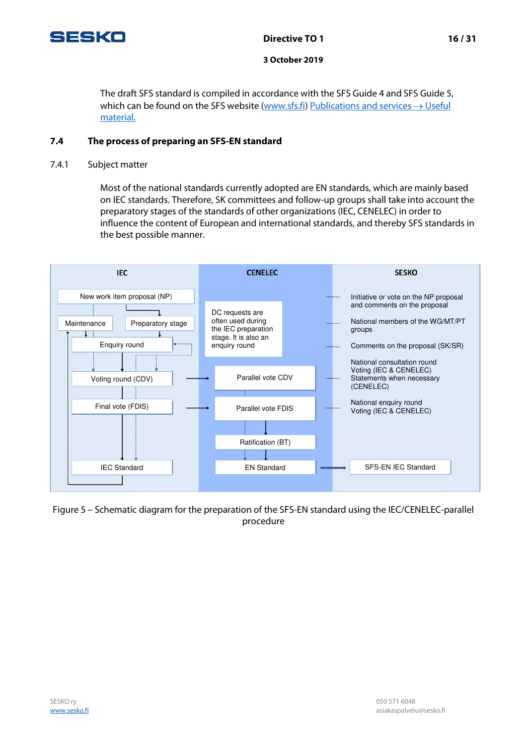The draft SFS standard is compiled in accordance with the SFS Guide 4 and SFS Guide 5, which can be found on the SFS website (www.sfs.fi) Publications and services → Useful material.

## 7.4 The process of preparing an SFS-EN standard

### 7.4.1 Subject matter

Most of the national standards currently adopted are EN standards, which are mainly based on IEC standards. Therefore, SK committees and follow-up groups shall take into account the preparatory stages of the standards of other organizations (IEC, CENELEC) in order to influence the content of European and international standards, and thereby SFS standards in the best possible manner.

| IEC | CENELEC | SESKO |
|---|---|---|
| New work item proposal (NP) | | Initiative or vote on the NP proposal and comments on the proposal |
| Maintenance / Preparatory stage | DC requests are often used during the IEC preparation stage. It is also an enquiry round | National members of the WG/MT/PT groups |
| Enquiry round | | Comments on the proposal (SK/SR) |
| Voting round (CDV) | Parallel vote CDV | National consultation round Voting (IEC & CENELEC) Statements when necessary (CENELEC) |
| Final vote (FDIS) | Parallel vote FDIS | National enquiry round Voting (IEC & CENELEC) |
| | Ratification (BT) | |
| IEC Standard | EN Standard | SFS-EN IEC Standard |

Figure 5 – Schematic diagram for the preparation of the SFS-EN standard using the IEC/CENELEC-parallel procedure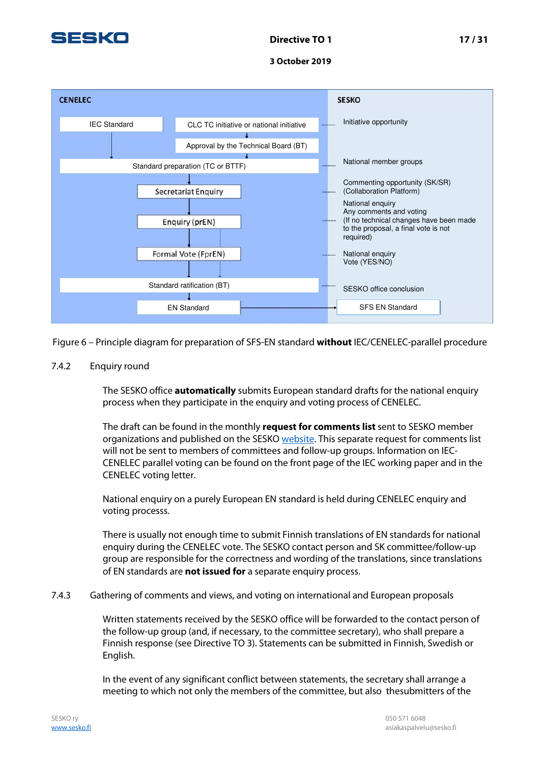| CENELEC | | SESKO |
|---|---|---|
| IEC Standard | CLC TC initiative or national initiative | Initiative opportunity |
| | Approval by the Technical Board (BT) | |
| Standard preparation (TC or BTTF) | | National member groups |
| Secretariat Enquiry | | Commenting opportunity (SK/SR) (Collaboration Platform) |
| Enquiry (prEN) | | National enquiry<br>Any comments and voting<br>(If no technical changes have been made to the proposal, a final vote is not required) |
| Formal Vote (FprEN) | | National enquiry<br>Vote (YES/NO) |
| Standard ratification (BT) | | SESKO office conclusion |
| EN Standard | | SFS EN Standard |

Figure 6 – Principle diagram for preparation of SFS-EN standard **without** IEC/CENELEC-parallel procedure

### 7.4.2 Enquiry round

The SESKO office **automatically** submits European standard drafts for the national enquiry process when they participate in the enquiry and voting process of CENELEC.

The draft can be found in the monthly **request for comments list** sent to SESKO member organizations and published on the SESKO website. This separate request for comments list will not be sent to members of committees and follow-up groups. Information on IEC-CENELEC parallel voting can be found on the front page of the IEC working paper and in the CENELEC voting letter.

National enquiry on a purely European EN standard is held during CENELEC enquiry and voting processs.

There is usually not enough time to submit Finnish translations of EN standards for national enquiry during the CENELEC vote. The SESKO contact person and SK committee/follow-up group are responsible for the correctness and wording of the translations, since translations of EN standards are **not issued for** a separate enquiry process.

### 7.4.3 Gathering of comments and views, and voting on international and European proposals

Written statements received by the SESKO office will be forwarded to the contact person of the follow-up group (and, if necessary, to the committee secretary), who shall prepare a Finnish response (see Directive TO 3). Statements can be submitted in Finnish, Swedish or English.

In the event of any significant conflict between statements, the secretary shall arrange a meeting to which not only the members of the committee, but also thesubmitters of the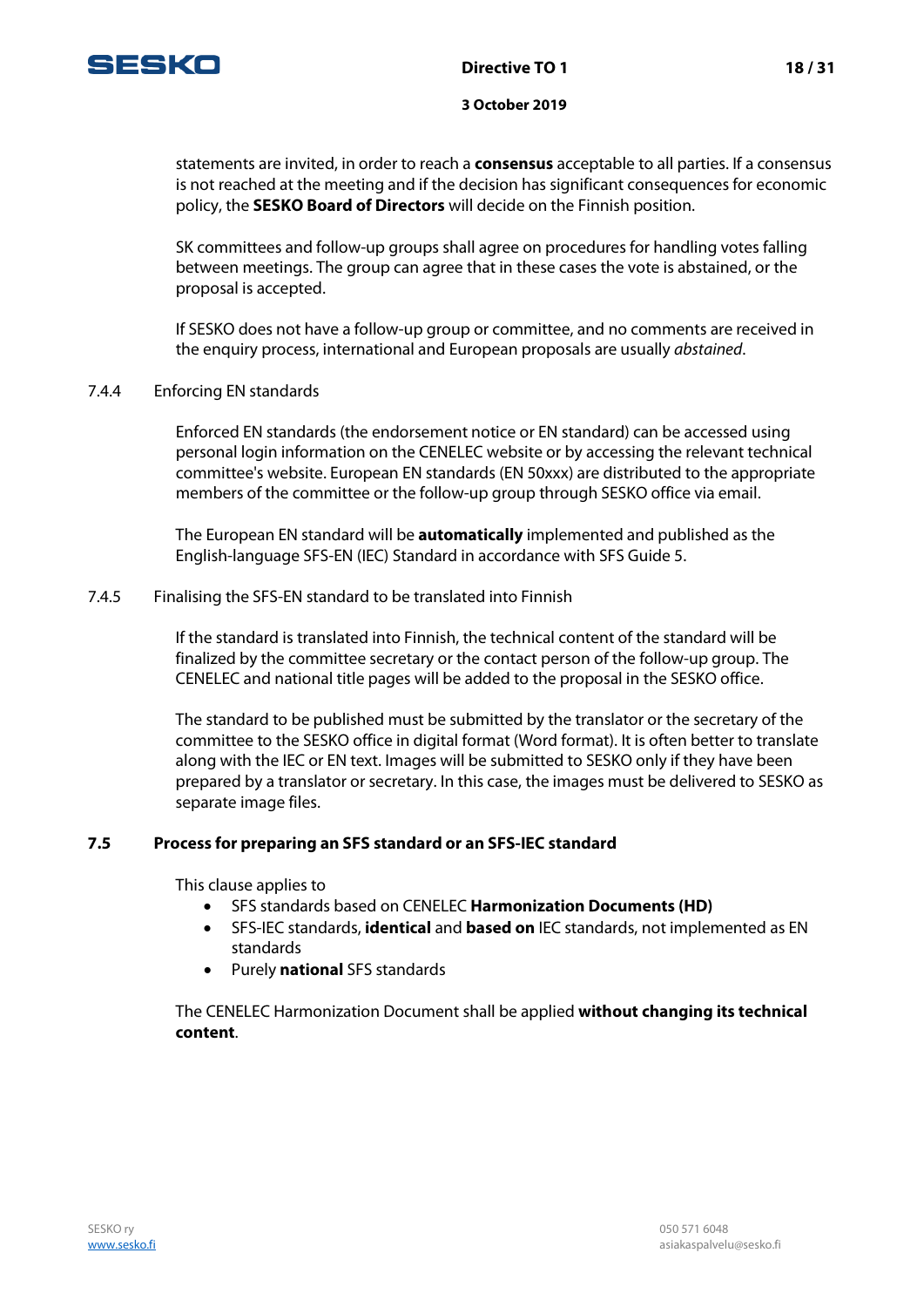statements are invited, in order to reach a **consensus** acceptable to all parties. If a consensus is not reached at the meeting and if the decision has significant consequences for economic policy, the **SESKO Board of Directors** will decide on the Finnish position.

SK committees and follow-up groups shall agree on procedures for handling votes falling between meetings. The group can agree that in these cases the vote is abstained, or the proposal is accepted.

If SESKO does not have a follow-up group or committee, and no comments are received in the enquiry process, international and European proposals are usually *abstained*.

#### 7.4.4 Enforcing EN standards

Enforced EN standards (the endorsement notice or EN standard) can be accessed using personal login information on the CENELEC website or by accessing the relevant technical committee's website. European EN standards (EN 50xxx) are distributed to the appropriate members of the committee or the follow-up group through SESKO office via email.

The European EN standard will be **automatically** implemented and published as the English-language SFS-EN (IEC) Standard in accordance with SFS Guide 5.

#### 7.4.5 Finalising the SFS-EN standard to be translated into Finnish

If the standard is translated into Finnish, the technical content of the standard will be finalized by the committee secretary or the contact person of the follow-up group. The CENELEC and national title pages will be added to the proposal in the SESKO office.

The standard to be published must be submitted by the translator or the secretary of the committee to the SESKO office in digital format (Word format). It is often better to translate along with the IEC or EN text. Images will be submitted to SESKO only if they have been prepared by a translator or secretary. In this case, the images must be delivered to SESKO as separate image files.

### 7.5 Process for preparing an SFS standard or an SFS-IEC standard

This clause applies to

- SFS standards based on CENELEC **Harmonization Documents (HD)**
- SFS-IEC standards, **identical** and **based on** IEC standards, not implemented as EN standards
- Purely **national** SFS standards

The CENELEC Harmonization Document shall be applied **without changing its technical content**.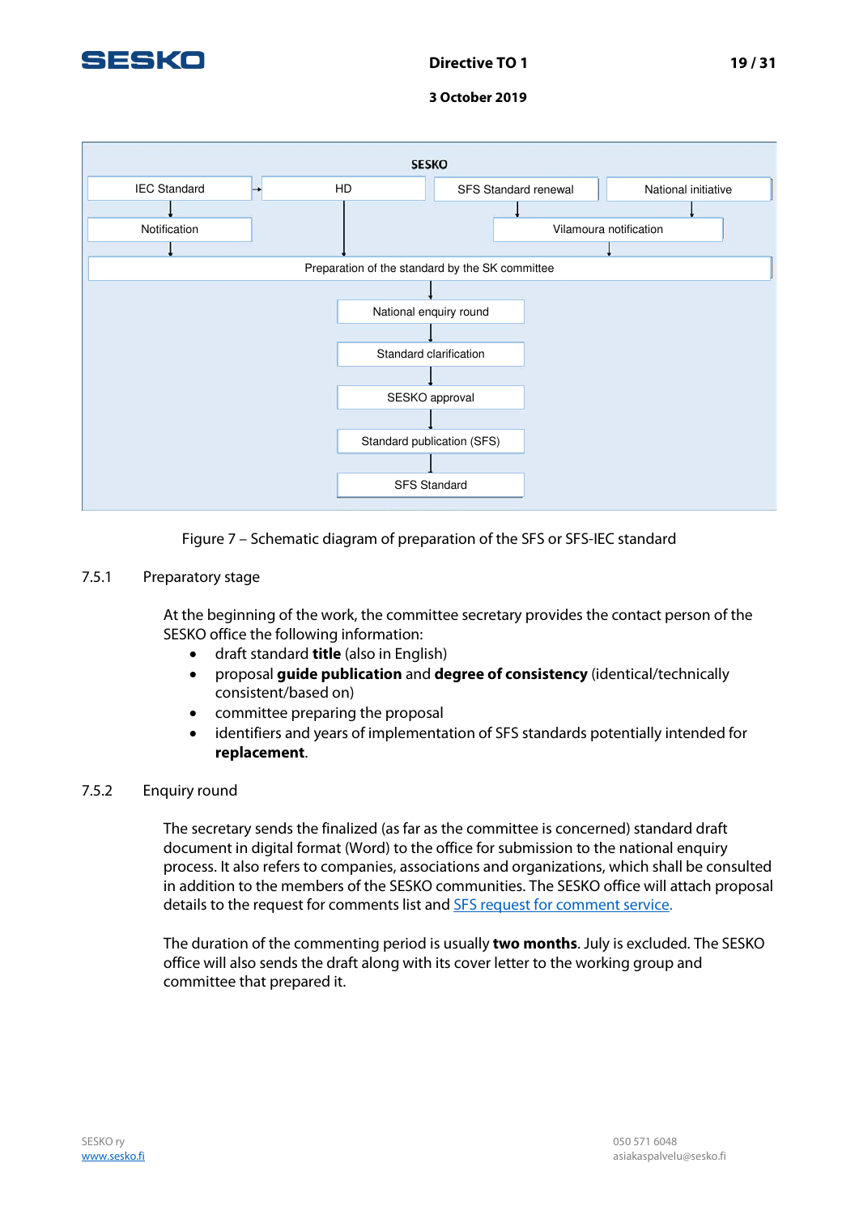SESKO

IEC Standard → HD | SFS Standard renewal | National initiative

Notification | Vilamoura notification

Preparation of the standard by the SK committee

National enquiry round

Standard clarification

SESKO approval

Standard publication (SFS)

SFS Standard

Figure 7 – Schematic diagram of preparation of the SFS or SFS-IEC standard

### 7.5.1 Preparatory stage

At the beginning of the work, the committee secretary provides the contact person of the SESKO office the following information:

- draft standard **title** (also in English)
- proposal **guide publication** and **degree of consistency** (identical/technically consistent/based on)
- committee preparing the proposal
- identifiers and years of implementation of SFS standards potentially intended for **replacement**.

### 7.5.2 Enquiry round

The secretary sends the finalized (as far as the committee is concerned) standard draft document in digital format (Word) to the office for submission to the national enquiry process. It also refers to companies, associations and organizations, which shall be consulted in addition to the members of the SESKO communities. The SESKO office will attach proposal details to the request for comments list and SFS request for comment service.

The duration of the commenting period is usually **two months**. July is excluded. The SESKO office will also sends the draft along with its cover letter to the working group and committee that prepared it.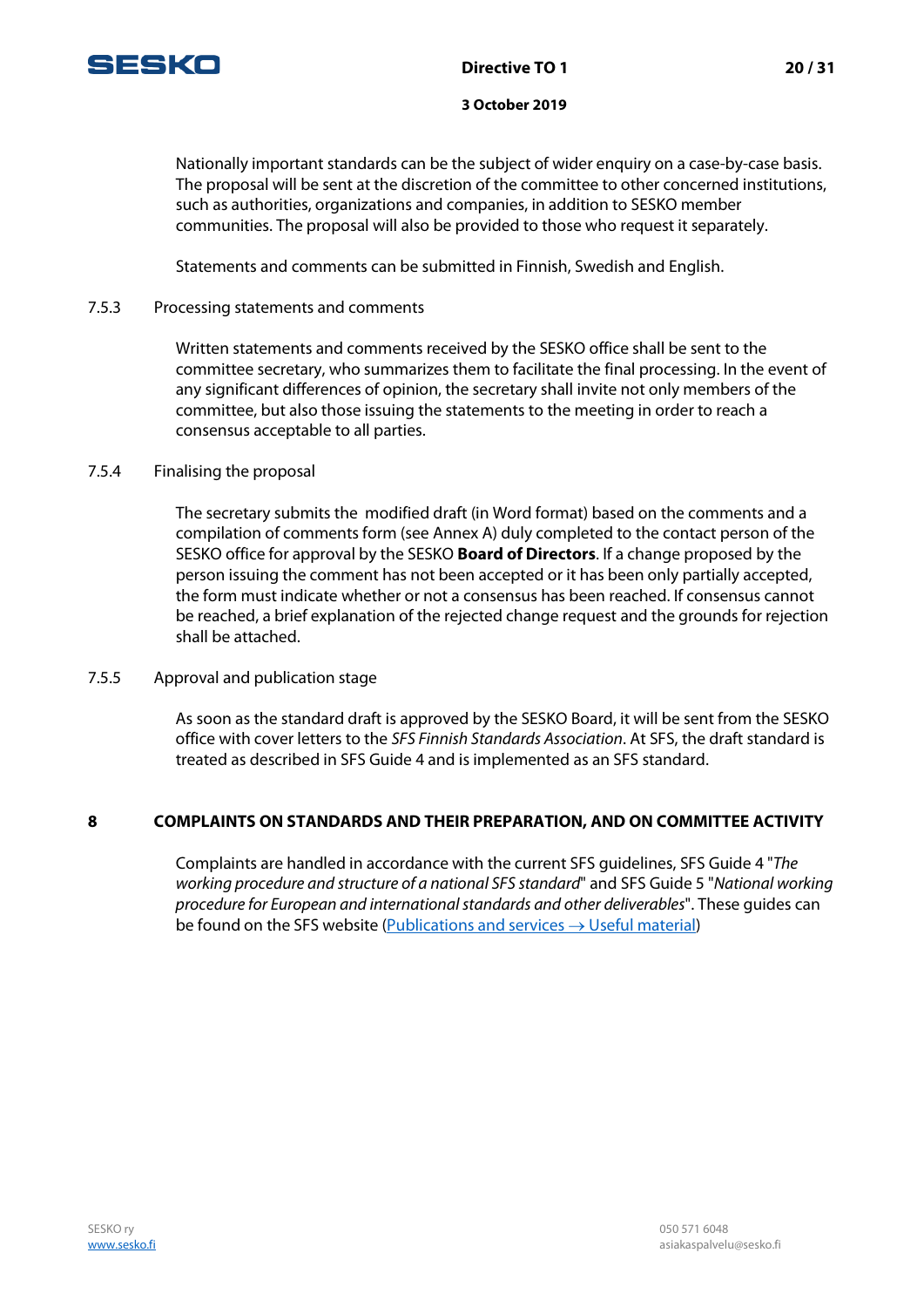Nationally important standards can be the subject of wider enquiry on a case-by-case basis. The proposal will be sent at the discretion of the committee to other concerned institutions, such as authorities, organizations and companies, in addition to SESKO member communities. The proposal will also be provided to those who request it separately.

Statements and comments can be submitted in Finnish, Swedish and English.

### 7.5.3 Processing statements and comments

Written statements and comments received by the SESKO office shall be sent to the committee secretary, who summarizes them to facilitate the final processing. In the event of any significant differences of opinion, the secretary shall invite not only members of the committee, but also those issuing the statements to the meeting in order to reach a consensus acceptable to all parties.

### 7.5.4 Finalising the proposal

The secretary submits the modified draft (in Word format) based on the comments and a compilation of comments form (see Annex A) duly completed to the contact person of the SESKO office for approval by the SESKO **Board of Directors**. If a change proposed by the person issuing the comment has not been accepted or it has been only partially accepted, the form must indicate whether or not a consensus has been reached. If consensus cannot be reached, a brief explanation of the rejected change request and the grounds for rejection shall be attached.

### 7.5.5 Approval and publication stage

As soon as the standard draft is approved by the SESKO Board, it will be sent from the SESKO office with cover letters to the *SFS Finnish Standards Association*. At SFS, the draft standard is treated as described in SFS Guide 4 and is implemented as an SFS standard.

## 8 COMPLAINTS ON STANDARDS AND THEIR PREPARATION, AND ON COMMITTEE ACTIVITY

Complaints are handled in accordance with the current SFS guidelines, SFS Guide 4 "*The working procedure and structure of a national SFS standard*" and SFS Guide 5 "*National working procedure for European and international standards and other deliverables*". These guides can be found on the SFS website (Publications and services → Useful material)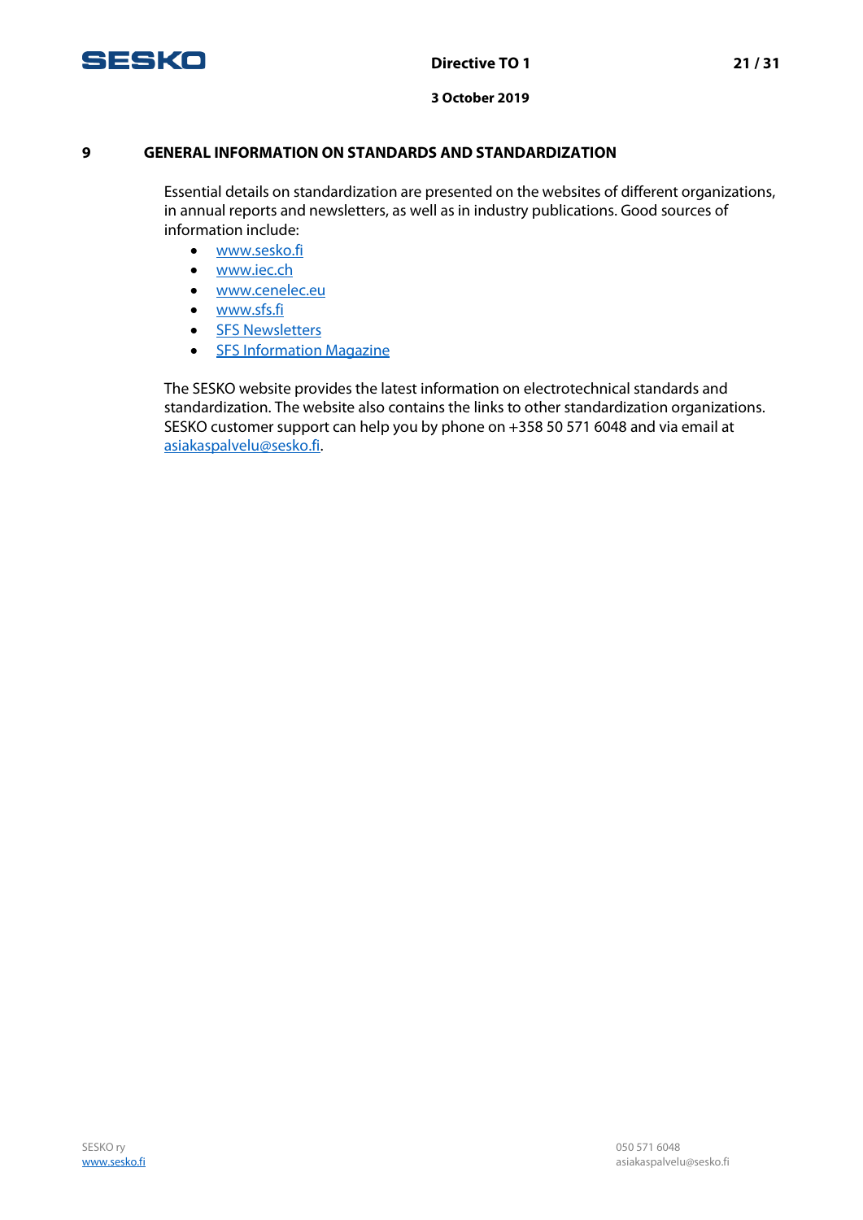## 9 GENERAL INFORMATION ON STANDARDS AND STANDARDIZATION

Essential details on standardization are presented on the websites of different organizations, in annual reports and newsletters, as well as in industry publications. Good sources of information include:

- www.sesko.fi
- www.iec.ch
- www.cenelec.eu
- www.sfs.fi
- SFS Newsletters
- SFS Information Magazine

The SESKO website provides the latest information on electrotechnical standards and standardization. The website also contains the links to other standardization organizations. SESKO customer support can help you by phone on +358 50 571 6048 and via email at asiakaspalvelu@sesko.fi.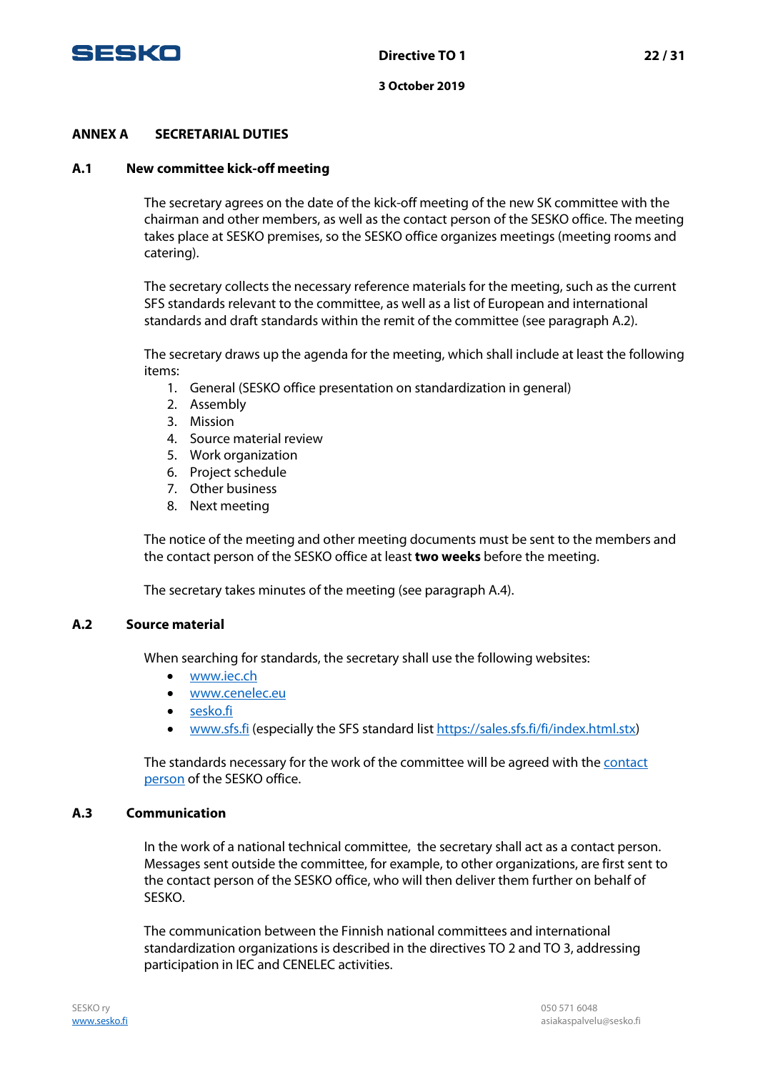## ANNEX A SECRETARIAL DUTIES

### A.1 New committee kick-off meeting

The secretary agrees on the date of the kick-off meeting of the new SK committee with the chairman and other members, as well as the contact person of the SESKO office. The meeting takes place at SESKO premises, so the SESKO office organizes meetings (meeting rooms and catering).

The secretary collects the necessary reference materials for the meeting, such as the current SFS standards relevant to the committee, as well as a list of European and international standards and draft standards within the remit of the committee (see paragraph A.2).

The secretary draws up the agenda for the meeting, which shall include at least the following items:

1. General (SESKO office presentation on standardization in general)
2. Assembly
3. Mission
4. Source material review
5. Work organization
6. Project schedule
7. Other business
8. Next meeting

The notice of the meeting and other meeting documents must be sent to the members and the contact person of the SESKO office at least **two weeks** before the meeting.

The secretary takes minutes of the meeting (see paragraph A.4).

### A.2 Source material

When searching for standards, the secretary shall use the following websites:

- www.iec.ch
- www.cenelec.eu
- sesko.fi
- www.sfs.fi (especially the SFS standard list https://sales.sfs.fi/fi/index.html.stx)

The standards necessary for the work of the committee will be agreed with the contact person of the SESKO office.

### A.3 Communication

In the work of a national technical committee, the secretary shall act as a contact person. Messages sent outside the committee, for example, to other organizations, are first sent to the contact person of the SESKO office, who will then deliver them further on behalf of SESKO.

The communication between the Finnish national committees and international standardization organizations is described in the directives TO 2 and TO 3, addressing participation in IEC and CENELEC activities.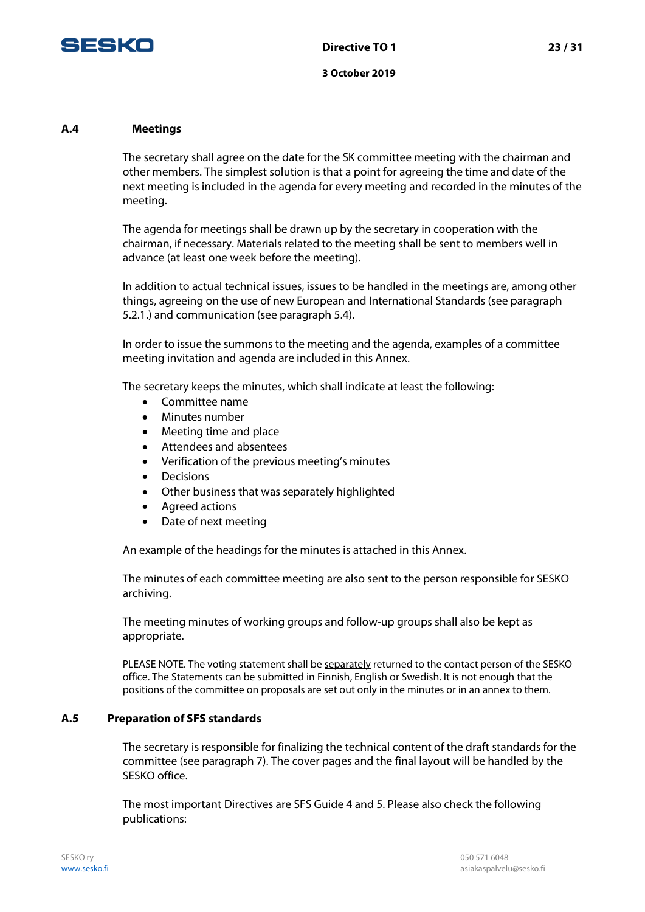## A.4 Meetings

The secretary shall agree on the date for the SK committee meeting with the chairman and other members. The simplest solution is that a point for agreeing the time and date of the next meeting is included in the agenda for every meeting and recorded in the minutes of the meeting.

The agenda for meetings shall be drawn up by the secretary in cooperation with the chairman, if necessary. Materials related to the meeting shall be sent to members well in advance (at least one week before the meeting).

In addition to actual technical issues, issues to be handled in the meetings are, among other things, agreeing on the use of new European and International Standards (see paragraph 5.2.1.) and communication (see paragraph 5.4).

In order to issue the summons to the meeting and the agenda, examples of a committee meeting invitation and agenda are included in this Annex.

The secretary keeps the minutes, which shall indicate at least the following:

- Committee name
- Minutes number
- Meeting time and place
- Attendees and absentees
- Verification of the previous meeting's minutes
- Decisions
- Other business that was separately highlighted
- Agreed actions
- Date of next meeting

An example of the headings for the minutes is attached in this Annex.

The minutes of each committee meeting are also sent to the person responsible for SESKO archiving.

The meeting minutes of working groups and follow-up groups shall also be kept as appropriate.

PLEASE NOTE. The voting statement shall be separately returned to the contact person of the SESKO office. The Statements can be submitted in Finnish, English or Swedish. It is not enough that the positions of the committee on proposals are set out only in the minutes or in an annex to them.

## A.5 Preparation of SFS standards

The secretary is responsible for finalizing the technical content of the draft standards for the committee (see paragraph 7). The cover pages and the final layout will be handled by the SESKO office.

The most important Directives are SFS Guide 4 and 5. Please also check the following publications: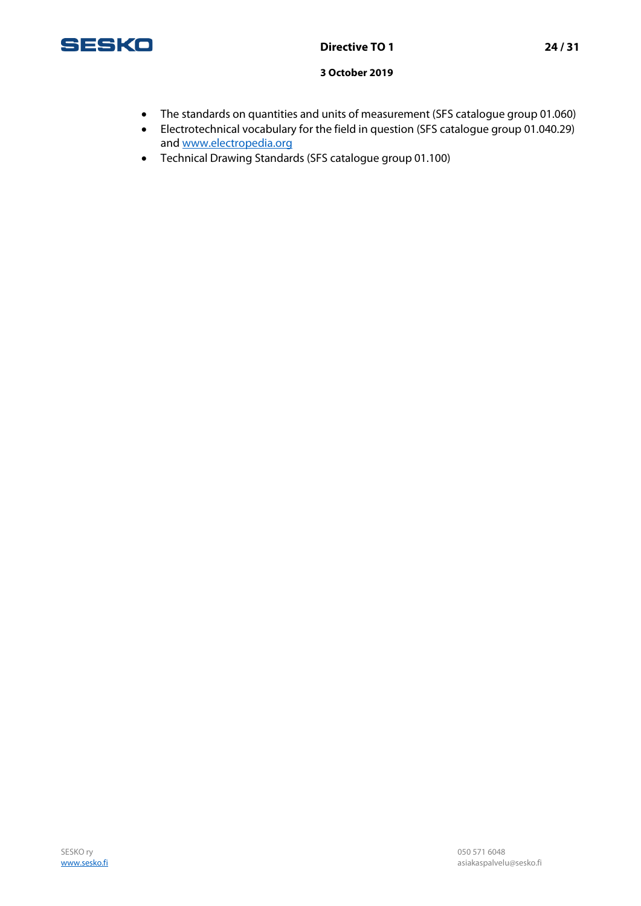- The standards on quantities and units of measurement (SFS catalogue group 01.060)
- Electrotechnical vocabulary for the field in question (SFS catalogue group 01.040.29) and www.electropedia.org
- Technical Drawing Standards (SFS catalogue group 01.100)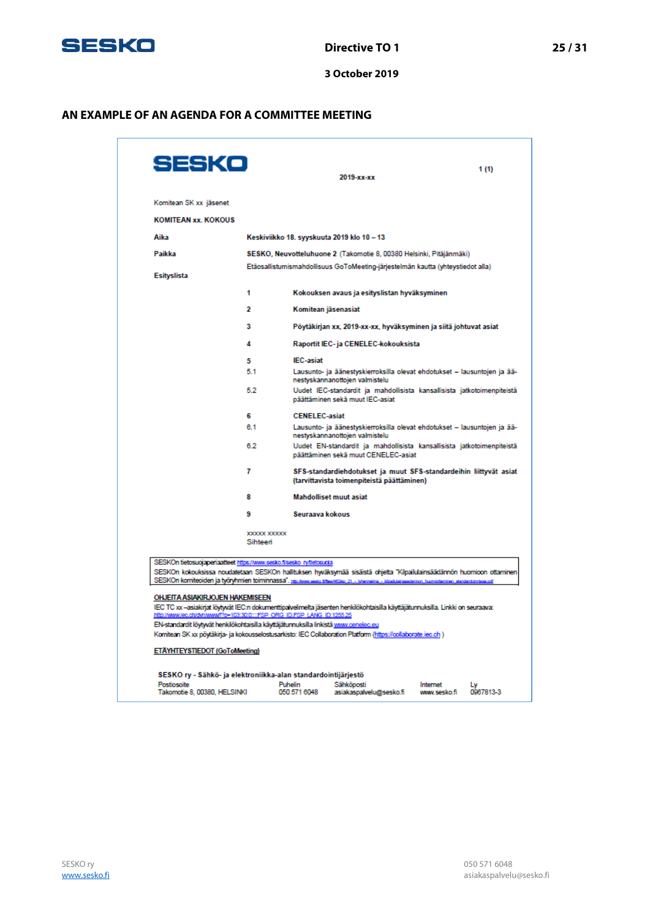## AN EXAMPLE OF AN AGENDA FOR A COMMITTEE MEETING

**SESKO**

**2019-xx-xx**

1 (1)

Komitean SK xx jäsenet

**KOMITEAN xx. KOKOUS**

**Aika** **Keskiviikko 18. syyskuuta 2019 klo 10 – 13**

**Paikka** **SESKO, Neuvotteluhuone 2** (Takomotie 8, 00380 Helsinki, Pitäjänmäki)

Etäosallistumismahdollisuus GoToMeeting-järjestelmän kautta (yhteystiedot alla)

**Esityslista**

| | |
|---|---|
| **1** | **Kokouksen avaus ja esityslistan hyväksyminen** |
| **2** | **Komitean jäsenasiat** |
| **3** | **Pöytäkirjan xx, 2019-xx-xx, hyväksyminen ja siitä johtuvat asiat** |
| **4** | **Raportit IEC- ja CENELEC-kokouksista** |
| **5** | **IEC-asiat** |
| 5.1 | Lausunto- ja äänestyskierroksilla olevat ehdotukset – lausuntojen ja äänestyskannanottojen valmistelu |
| 5.2 | Uudet IEC-standardit ja mahdollisista kansallisista jatkotoimenpiteistä päättäminen sekä muut IEC-asiat |
| **6** | **CENELEC-asiat** |
| 6.1 | Lausunto- ja äänestyskierroksilla olevat ehdotukset – lausuntojen ja äänestyskannanottojen valmistelu |
| 6.2 | Uudet EN-standardit ja mahdollisista kansallisista jatkotoimenpiteistä päättäminen sekä muut CENELEC-asiat |
| **7** | **SFS-standardiehdotukset ja muut SFS-standardeihin liittyvät asiat (tarvittavista toimenpiteistä päättäminen)** |
| **8** | **Mahdolliset muut asiat** |
| **9** | **Seuraava kokous** |

xxxxx xxxxx
Sihteeri

SESKOn tietosuojaperiaatteet https://www.sesko.fi/sesko_ry/tietosuoja
SESKOn kokouksissa noudatetaan SESKOn hallituksen hyväksymää sisäistä ohjetta "Kilpailulainsäädännön huomioon ottaminen SESKOn komiteoiden ja työryhmien toiminnassa".

**OHJEITA ASIAKIRJOJEN HAKEMISEEN**

IEC TC xx –asiakirjat löytyvät IEC:n dokumenttipalvelimelta jäsenten henkilökohtaisilla käyttäjätunnuksilla. Linkki on seuraava: http://www.iec.ch/dyn/www/f?p=103:30:0::::FSP_ORG_ID,FSP_LANG_ID:1255,25
EN-standardit löytyvät henkilökohtaisilla käyttäjätunnuksilla linkistä www.cenelec.eu
Komitean SK xx pöytäkirja- ja kokousselostusarkisto: IEC Collaboration Platform (https://collaborate.iec.ch )

**ETÄYHTEYSTIEDOT (GoToMeeting)**

**SESKO ry - Sähkö- ja elektroniikka-alan standardointijärjestö**

| Postiosoite | Puhelin | Sähköposti | Internet | Ly |
|---|---|---|---|---|
| Takomotie 8, 00380, HELSINKI | 050 571 6048 | asiakaspalvelu@sesko.fi | www.sesko.fi | 0967813-3 |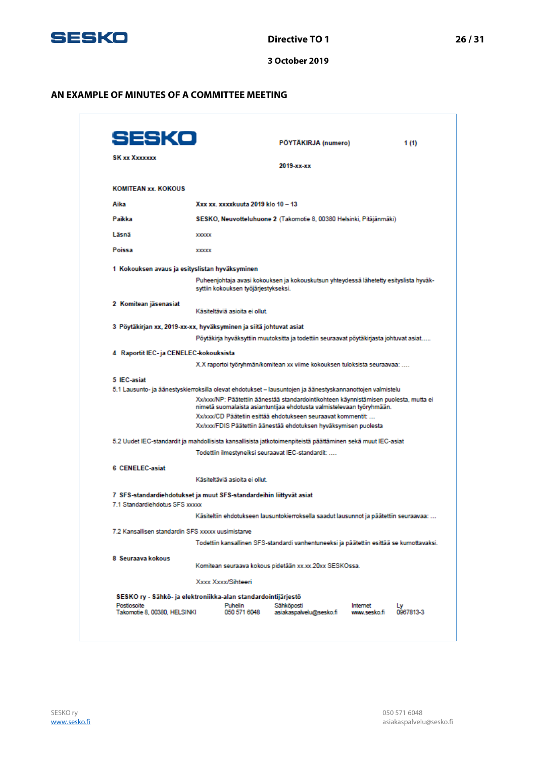## AN EXAMPLE OF MINUTES OF A COMMITTEE MEETING

**SESKO** | **PÖYTÄKIRJA (numero)** | **1 (1)**

**SK xx Xxxxxxx**

**2019-xx-xx**

**KOMITEAN xx. KOKOUS**

| | |
|---|---|
| **Aika** | **Xxx xx. xxxxkuuta 2019 klo 10 – 13** |
| **Paikka** | **SESKO, Neuvotteluhuone 2** (Takomotie 8, 00380 Helsinki, Pitäjänmäki) |
| **Läsnä** | xxxxx |
| **Poissa** | xxxxx |

**1 Kokouksen avaus ja esityslistan hyväksyminen**

Puheenjohtaja avasi kokouksen ja kokouskutsun yhteydessä lähetetty esityslista hyväksyttiin kokouksen työjärjestykseksi.

**2 Komitean jäsenasiat**

Käsiteltäviä asioita ei ollut.

**3 Pöytäkirjan xx, 2019-xx-xx, hyväksyminen ja siitä johtuvat asiat**

Pöytäkirja hyväksyttiin muutoksitta ja todettiin seuraavat pöytäkirjasta johtuvat asiat.....

**4 Raportit IEC- ja CENELEC-kokouksista**

X.X raportoi työryhmän/komitean xx viime kokouksen tuloksista seuraavaa: ....

**5 IEC-asiat**

5.1 Lausunto- ja äänestyskierroksilla olevat ehdotukset – lausuntojen ja äänestyskannanottojen valmistelu

Xx/xxx/NP: Päätettiin äänestää standardointikohteen käynnistämisen puolesta, mutta ei nimetä suomalaista asiantuntijaa ehdotusta valmistelevaan työryhmään.

Xx/xxx/CD Päätettiin esittää ehdotukseen seuraavat kommentit: ...

Xx/xxx/FDIS Päätettiin äänestää ehdotuksen hyväksymisen puolesta

5.2 Uudet IEC-standardit ja mahdollisista kansallisista jatkotoimenpiteistä päättäminen sekä muut IEC-asiat

Todettiin ilmestyneiksi seuraavat IEC-standardit: ....

**6 CENELEC-asiat**

Käsiteltäviä asioita ei ollut.

**7 SFS-standardiehdotukset ja muut SFS-standardeihin liittyvät asiat**

7.1 Standardiehdotus SFS xxxxx

Käsiteltiin ehdotukseen lausuntokierroksella saadut lausunnot ja päätettiin seuraavaa: ...

7.2 Kansallisen standardin SFS xxxxx uusimistarve

Todettiin kansallinen SFS-standardi vanhentuneeksi ja päätettiin esittää se kumottavaksi.

**8 Seuraava kokous**

Komitean seuraava kokous pidetään xx.xx.20xx SESKOssa.

Xxxx Xxxx/Sihteeri

**SESKO ry - Sähkö- ja elektroniikka-alan standardointijärjestö**

| Postiosoite | Puhelin | Sähköposti | Internet | Ly |
|---|---|---|---|---|
| Takomotie 8, 00380, HELSINKI | 050 571 6048 | asiakaspalvelu@sesko.fi | www.sesko.fi | 0967813-3 |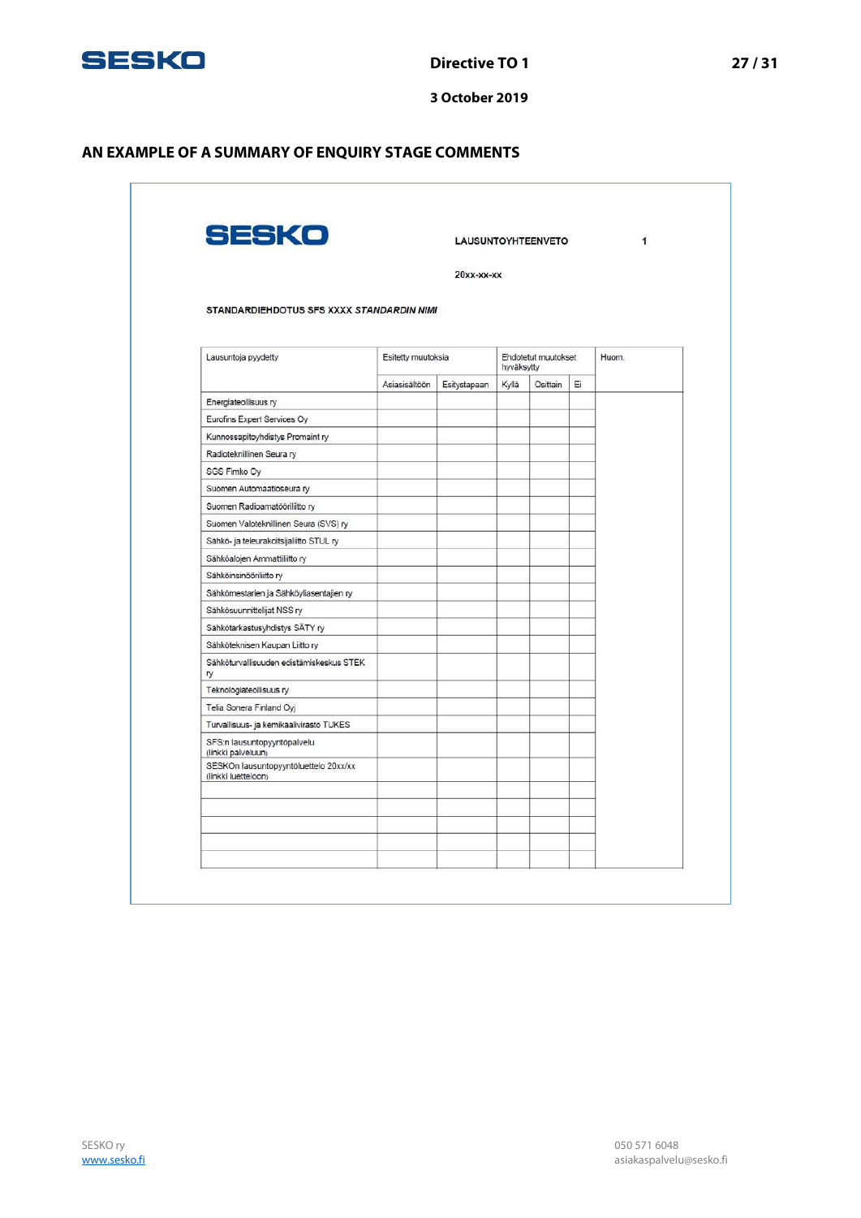## AN EXAMPLE OF A SUMMARY OF ENQUIRY STAGE COMMENTS

SESKO

LAUSUNTOYHTEENVETO 1

20xx-xx-xx

STANDARDIEHDOTUS SFS XXXX *STANDARDIN NIMI*

| Lausuntoja pyydetty | Esitetty muutoksia | | Ehdotetut muutokset hyväksytty | | | Huom. |
|---|---|---|---|---|---|---|
| | Asiasisältöön | Esitystapaan | Kyllä | Osittain | Ei | |
| Energiateollisuus ry | | | | | | |
| Eurofins Expert Services Oy | | | | | | |
| Kunnossapitoyhdistys Promaint ry | | | | | | |
| Radioteknillinen Seura ry | | | | | | |
| SGS Fimko Oy | | | | | | |
| Suomen Automaatioseura ry | | | | | | |
| Suomen Radioamatööriliitto ry | | | | | | |
| Suomen Valoteknillinen Seura (SVS) ry | | | | | | |
| Sähkö- ja teleurakoitsijaliitto STUL ry | | | | | | |
| Sähköalojen Ammattiliitto ry | | | | | | |
| Sähköinsinööriliitto ry | | | | | | |
| Sähkömestarien ja Sähköyliasentajien ry | | | | | | |
| Sähkösuunnittelijat NSS ry | | | | | | |
| Sähkötarkastusyhdistys SÄTY ry | | | | | | |
| Sähköteknisen Kaupan Liitto ry | | | | | | |
| Sähköturvallisuuden edistämiskeskus STEK ry | | | | | | |
| Teknologiateollisuus ry | | | | | | |
| Telia Sonera Finland Oyj | | | | | | |
| Turvallisuus- ja kemikaalivirasto TUKES | | | | | | |
| SFS:n lausuntopyyntöpalvelu (linkki palveluun) | | | | | | |
| SESKOn lausuntopyyntöluettelo 20xx/xx (linkki luetteloon) | | | | | | |
| | | | | | | |
| | | | | | | |
| | | | | | | |
| | | | | | | |
| | | | | | | |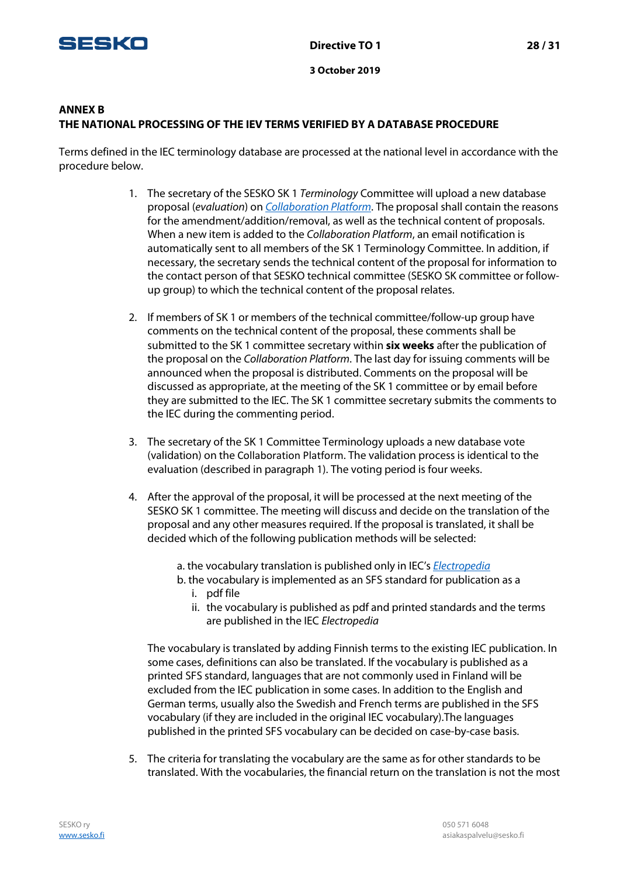## ANNEX B
## THE NATIONAL PROCESSING OF THE IEV TERMS VERIFIED BY A DATABASE PROCEDURE

Terms defined in the IEC terminology database are processed at the national level in accordance with the procedure below.

1. The secretary of the SESKO SK 1 *Terminology* Committee will upload a new database proposal (*evaluation*) on *Collaboration Platform*. The proposal shall contain the reasons for the amendment/addition/removal, as well as the technical content of proposals. When a new item is added to the *Collaboration Platform*, an email notification is automatically sent to all members of the SK 1 Terminology Committee. In addition, if necessary, the secretary sends the technical content of the proposal for information to the contact person of that SESKO technical committee (SESKO SK committee or follow-up group) to which the technical content of the proposal relates.

2. If members of SK 1 or members of the technical committee/follow-up group have comments on the technical content of the proposal, these comments shall be submitted to the SK 1 committee secretary within **six weeks** after the publication of the proposal on the *Collaboration Platform*. The last day for issuing comments will be announced when the proposal is distributed. Comments on the proposal will be discussed as appropriate, at the meeting of the SK 1 committee or by email before they are submitted to the IEC. The SK 1 committee secretary submits the comments to the IEC during the commenting period.

3. The secretary of the SK 1 Committee Terminology uploads a new database vote (validation) on the Collaboration Platform. The validation process is identical to the evaluation (described in paragraph 1). The voting period is four weeks.

4. After the approval of the proposal, it will be processed at the next meeting of the SESKO SK 1 committee. The meeting will discuss and decide on the translation of the proposal and any other measures required. If the proposal is translated, it shall be decided which of the following publication methods will be selected:

   a. the vocabulary translation is published only in IEC's *Electropedia*
   b. the vocabulary is implemented as an SFS standard for publication as a
      i. pdf file
      ii. the vocabulary is published as pdf and printed standards and the terms are published in the IEC *Electropedia*

   The vocabulary is translated by adding Finnish terms to the existing IEC publication. In some cases, definitions can also be translated. If the vocabulary is published as a printed SFS standard, languages that are not commonly used in Finland will be excluded from the IEC publication in some cases. In addition to the English and German terms, usually also the Swedish and French terms are published in the SFS vocabulary (if they are included in the original IEC vocabulary).The languages published in the printed SFS vocabulary can be decided on case-by-case basis.

5. The criteria for translating the vocabulary are the same as for other standards to be translated. With the vocabularies, the financial return on the translation is not the most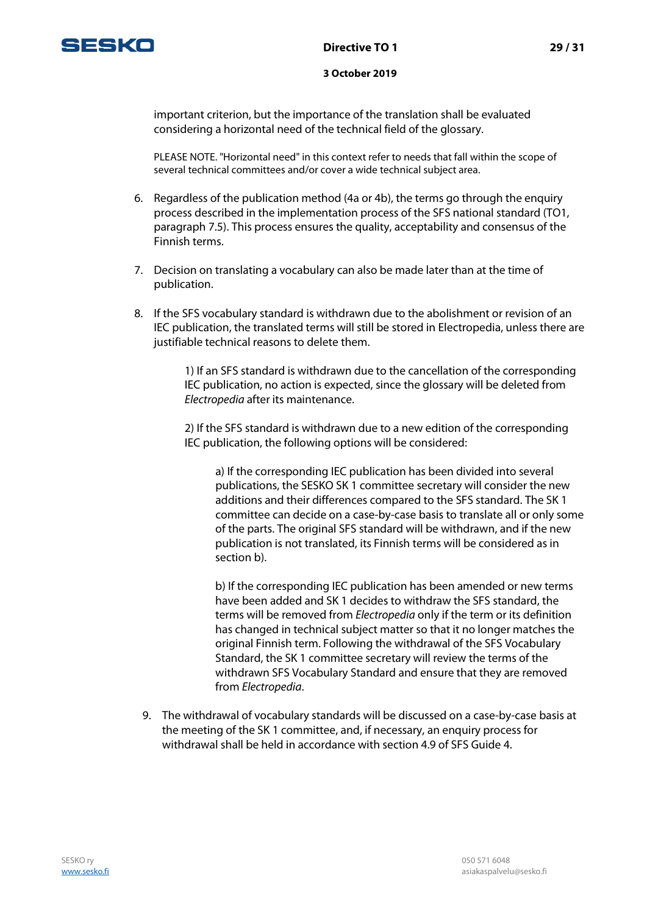important criterion, but the importance of the translation shall be evaluated considering a horizontal need of the technical field of the glossary.

PLEASE NOTE. "Horizontal need" in this context refer to needs that fall within the scope of several technical committees and/or cover a wide technical subject area.

6. Regardless of the publication method (4a or 4b), the terms go through the enquiry process described in the implementation process of the SFS national standard (TO1, paragraph 7.5). This process ensures the quality, acceptability and consensus of the Finnish terms.

7. Decision on translating a vocabulary can also be made later than at the time of publication.

8. If the SFS vocabulary standard is withdrawn due to the abolishment or revision of an IEC publication, the translated terms will still be stored in Electropedia, unless there are justifiable technical reasons to delete them.

   1) If an SFS standard is withdrawn due to the cancellation of the corresponding IEC publication, no action is expected, since the glossary will be deleted from *Electropedia* after its maintenance.

   2) If the SFS standard is withdrawn due to a new edition of the corresponding IEC publication, the following options will be considered:

      a) If the corresponding IEC publication has been divided into several publications, the SESKO SK 1 committee secretary will consider the new additions and their differences compared to the SFS standard. The SK 1 committee can decide on a case-by-case basis to translate all or only some of the parts. The original SFS standard will be withdrawn, and if the new publication is not translated, its Finnish terms will be considered as in section b).

      b) If the corresponding IEC publication has been amended or new terms have been added and SK 1 decides to withdraw the SFS standard, the terms will be removed from *Electropedia* only if the term or its definition has changed in technical subject matter so that it no longer matches the original Finnish term. Following the withdrawal of the SFS Vocabulary Standard, the SK 1 committee secretary will review the terms of the withdrawn SFS Vocabulary Standard and ensure that they are removed from *Electropedia*.

9. The withdrawal of vocabulary standards will be discussed on a case-by-case basis at the meeting of the SK 1 committee, and, if necessary, an enquiry process for withdrawal shall be held in accordance with section 4.9 of SFS Guide 4.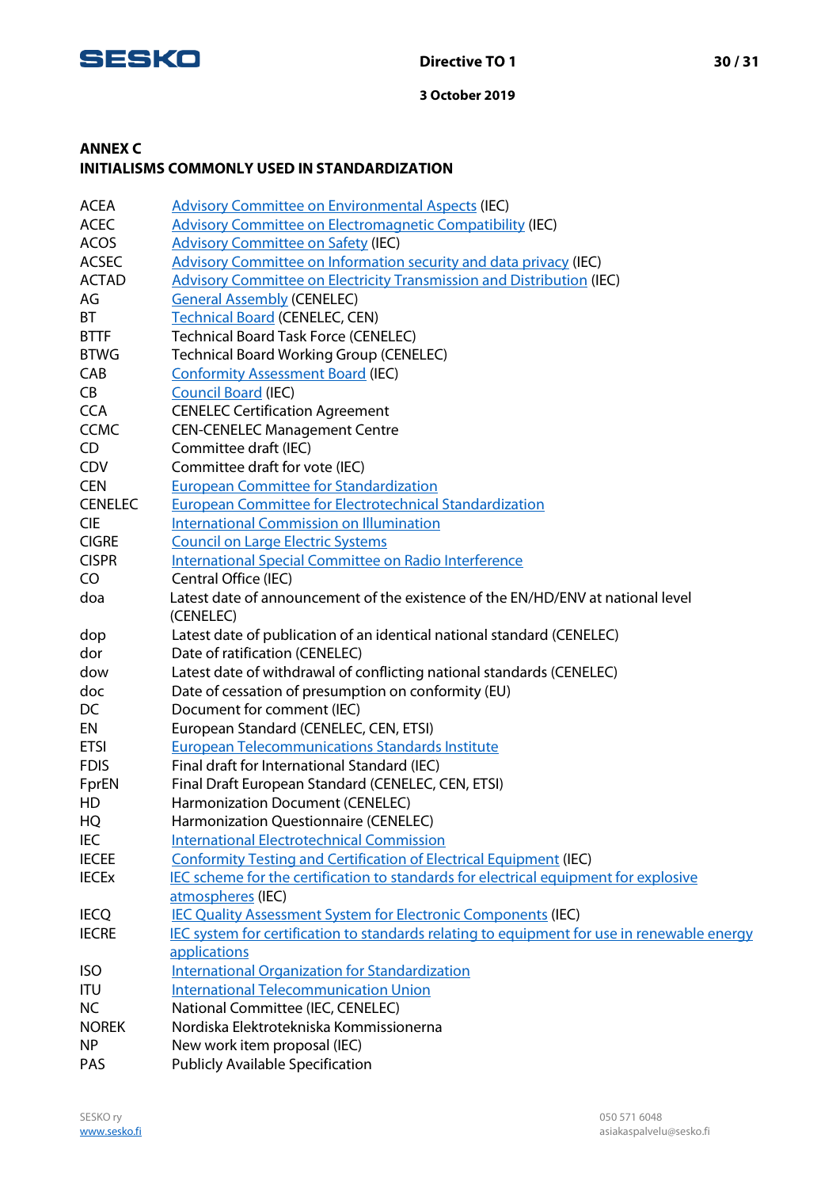## ANNEX C
## INITIALISMS COMMONLY USED IN STANDARDIZATION

| | |
|---|---|
| ACEA | Advisory Committee on Environmental Aspects (IEC) |
| ACEC | Advisory Committee on Electromagnetic Compatibility (IEC) |
| ACOS | Advisory Committee on Safety (IEC) |
| ACSEC | Advisory Committee on Information security and data privacy (IEC) |
| ACTAD | Advisory Committee on Electricity Transmission and Distribution (IEC) |
| AG | General Assembly (CENELEC) |
| BT | Technical Board (CENELEC, CEN) |
| BTTF | Technical Board Task Force (CENELEC) |
| BTWG | Technical Board Working Group (CENELEC) |
| CAB | Conformity Assessment Board (IEC) |
| CB | Council Board (IEC) |
| CCA | CENELEC Certification Agreement |
| CCMC | CEN-CENELEC Management Centre |
| CD | Committee draft (IEC) |
| CDV | Committee draft for vote (IEC) |
| CEN | European Committee for Standardization |
| CENELEC | European Committee for Electrotechnical Standardization |
| CIE | International Commission on Illumination |
| CIGRE | Council on Large Electric Systems |
| CISPR | International Special Committee on Radio Interference |
| CO | Central Office (IEC) |
| doa | Latest date of announcement of the existence of the EN/HD/ENV at national level (CENELEC) |
| dop | Latest date of publication of an identical national standard (CENELEC) |
| dor | Date of ratification (CENELEC) |
| dow | Latest date of withdrawal of conflicting national standards (CENELEC) |
| doc | Date of cessation of presumption on conformity (EU) |
| DC | Document for comment (IEC) |
| EN | European Standard (CENELEC, CEN, ETSI) |
| ETSI | European Telecommunications Standards Institute |
| FDIS | Final draft for International Standard (IEC) |
| FprEN | Final Draft European Standard (CENELEC, CEN, ETSI) |
| HD | Harmonization Document (CENELEC) |
| HQ | Harmonization Questionnaire (CENELEC) |
| IEC | International Electrotechnical Commission |
| IECEE | Conformity Testing and Certification of Electrical Equipment (IEC) |
| IECEx | IEC scheme for the certification to standards for electrical equipment for explosive atmospheres (IEC) |
| IECQ | IEC Quality Assessment System for Electronic Components (IEC) |
| IECRE | IEC system for certification to standards relating to equipment for use in renewable energy applications |
| ISO | International Organization for Standardization |
| ITU | International Telecommunication Union |
| NC | National Committee (IEC, CENELEC) |
| NOREK | Nordiska Elektrotekniska Kommissionerna |
| NP | New work item proposal (IEC) |
| PAS | Publicly Available Specification |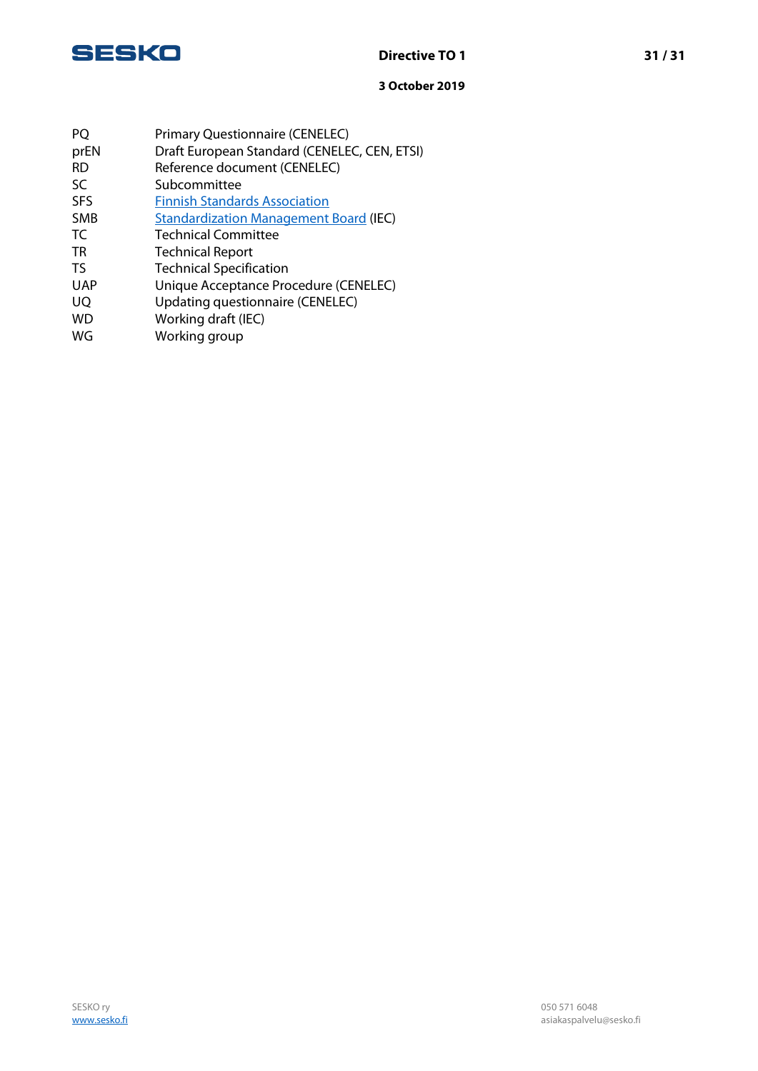| | |
|---|---|
| PQ | Primary Questionnaire (CENELEC) |
| prEN | Draft European Standard (CENELEC, CEN, ETSI) |
| RD | Reference document (CENELEC) |
| SC | Subcommittee |
| SFS | Finnish Standards Association |
| SMB | Standardization Management Board (IEC) |
| TC | Technical Committee |
| TR | Technical Report |
| TS | Technical Specification |
| UAP | Unique Acceptance Procedure (CENELEC) |
| UQ | Updating questionnaire (CENELEC) |
| WD | Working draft (IEC) |
| WG | Working group |